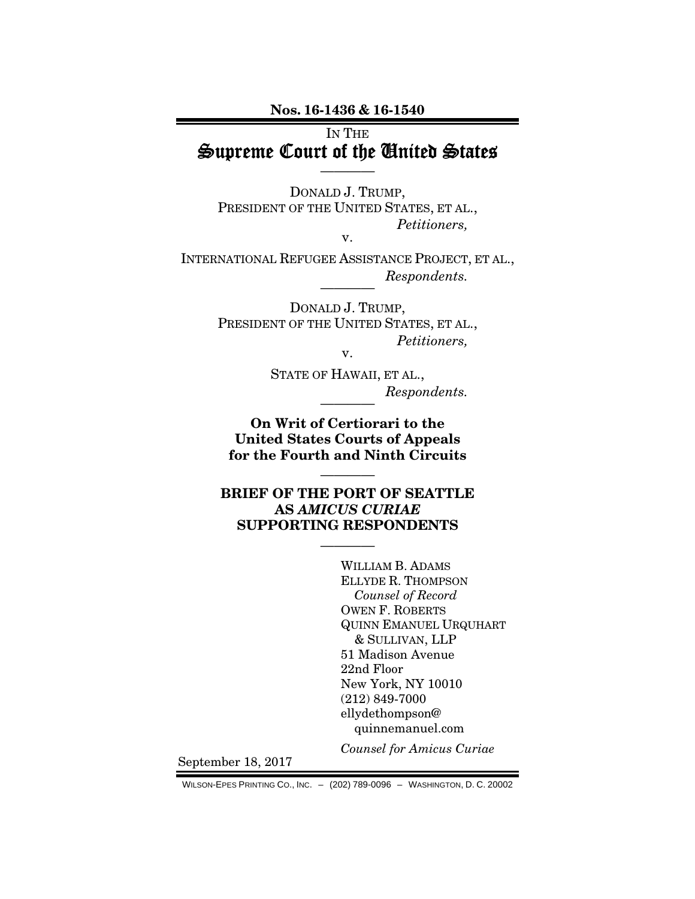**Nos. 16-1436 & 16-1540**

IN THE

# Supreme Court of the United States

————

DONALD J. TRUMP,
PRESIDENT OF THE UNITED STATES, ET AL.,
*Petitioners,*

v.

INTERNATIONAL REFUGEE ASSISTANCE PROJECT, ET AL.,
*Respondents.*

————

DONALD J. TRUMP,
PRESIDENT OF THE UNITED STATES, ET AL.,
*Petitioners,*

v.

STATE OF HAWAII, ET AL.,
*Respondents.*

————

**On Writ of Certiorari to the United States Courts of Appeals for the Fourth and Ninth Circuits**

————

**BRIEF OF THE PORT OF SEATTLE AS *AMICUS CURIAE* SUPPORTING RESPONDENTS**

————

WILLIAM B. ADAMS
ELLYDE R. THOMPSON
*Counsel of Record*
OWEN F. ROBERTS
QUINN EMANUEL URQUHART & SULLIVAN, LLP
51 Madison Avenue
22nd Floor
New York, NY 10010
(212) 849-7000
ellydethompson@quinnemanuel.com

*Counsel for Amicus Curiae*

September 18, 2017

WILSON-EPES PRINTING CO., INC. – (202) 789-0096 – WASHINGTON, D. C. 20002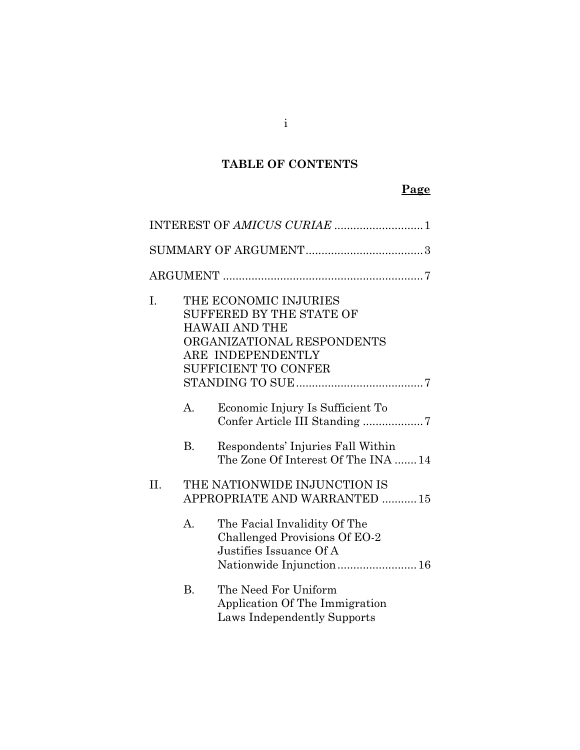## TABLE OF CONTENTS

| | | | Page |
|---|---|---|---|
| INTEREST OF *AMICUS CURIAE* | | | 1 |
| SUMMARY OF ARGUMENT | | | 3 |
| ARGUMENT | | | 7 |
| I. | THE ECONOMIC INJURIES SUFFERED BY THE STATE OF HAWAII AND THE ORGANIZATIONAL RESPONDENTS ARE INDEPENDENTLY SUFFICIENT TO CONFER STANDING TO SUE | | 7 |
| | A. | Economic Injury Is Sufficient To Confer Article III Standing | 7 |
| | B. | Respondents' Injuries Fall Within The Zone Of Interest Of The INA | 14 |
| II. | THE NATIONWIDE INJUNCTION IS APPROPRIATE AND WARRANTED | | 15 |
| | A. | The Facial Invalidity Of The Challenged Provisions Of EO-2 Justifies Issuance Of A Nationwide Injunction | 16 |
| | B. | The Need For Uniform Application Of The Immigration Laws Independently Supports | |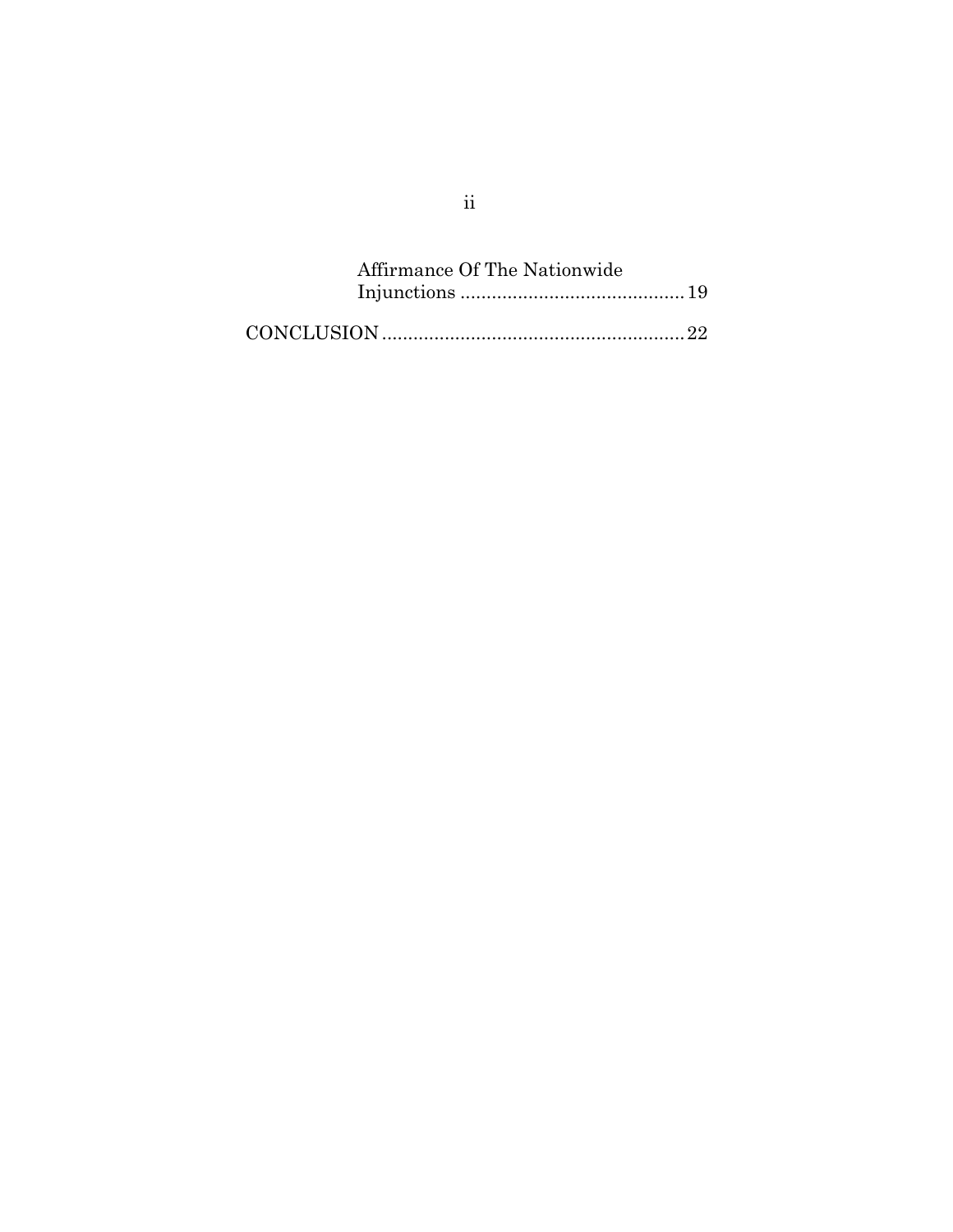Affirmance Of The Nationwide Injunctions .......................................... 19

CONCLUSION ......................................................... 22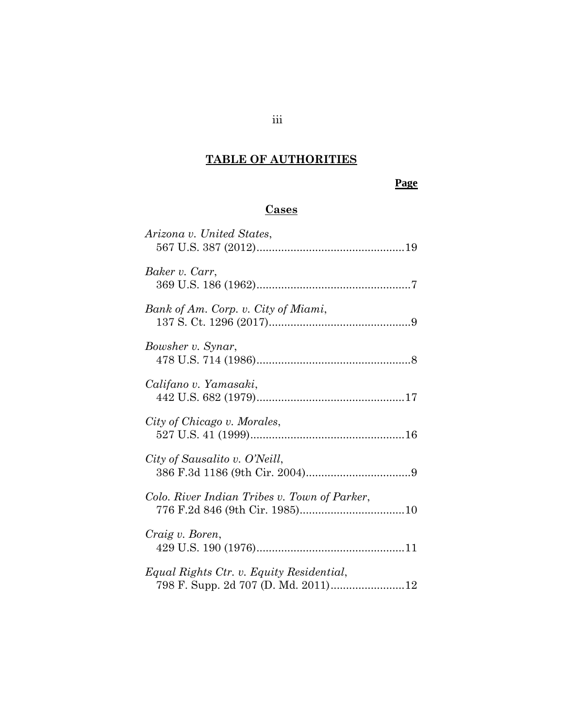# **TABLE OF AUTHORITIES**

**Page**

## **Cases**

*Arizona v. United States*,
567 U.S. 387 (2012)................................................19

*Baker v. Carr*,
369 U.S. 186 (1962)..................................................7

*Bank of Am. Corp. v. City of Miami*,
137 S. Ct. 1296 (2017)..............................................9

*Bowsher v. Synar*,
478 U.S. 714 (1986)..................................................8

*Califano v. Yamasaki*,
442 U.S. 682 (1979)................................................17

*City of Chicago v. Morales*,
527 U.S. 41 (1999)..................................................16

*City of Sausalito v. O'Neill*,
386 F.3d 1186 (9th Cir. 2004)..................................9

*Colo. River Indian Tribes v. Town of Parker*,
776 F.2d 846 (9th Cir. 1985)..................................10

*Craig v. Boren*,
429 U.S. 190 (1976)................................................11

*Equal Rights Ctr. v. Equity Residential*,
798 F. Supp. 2d 707 (D. Md. 2011)........................12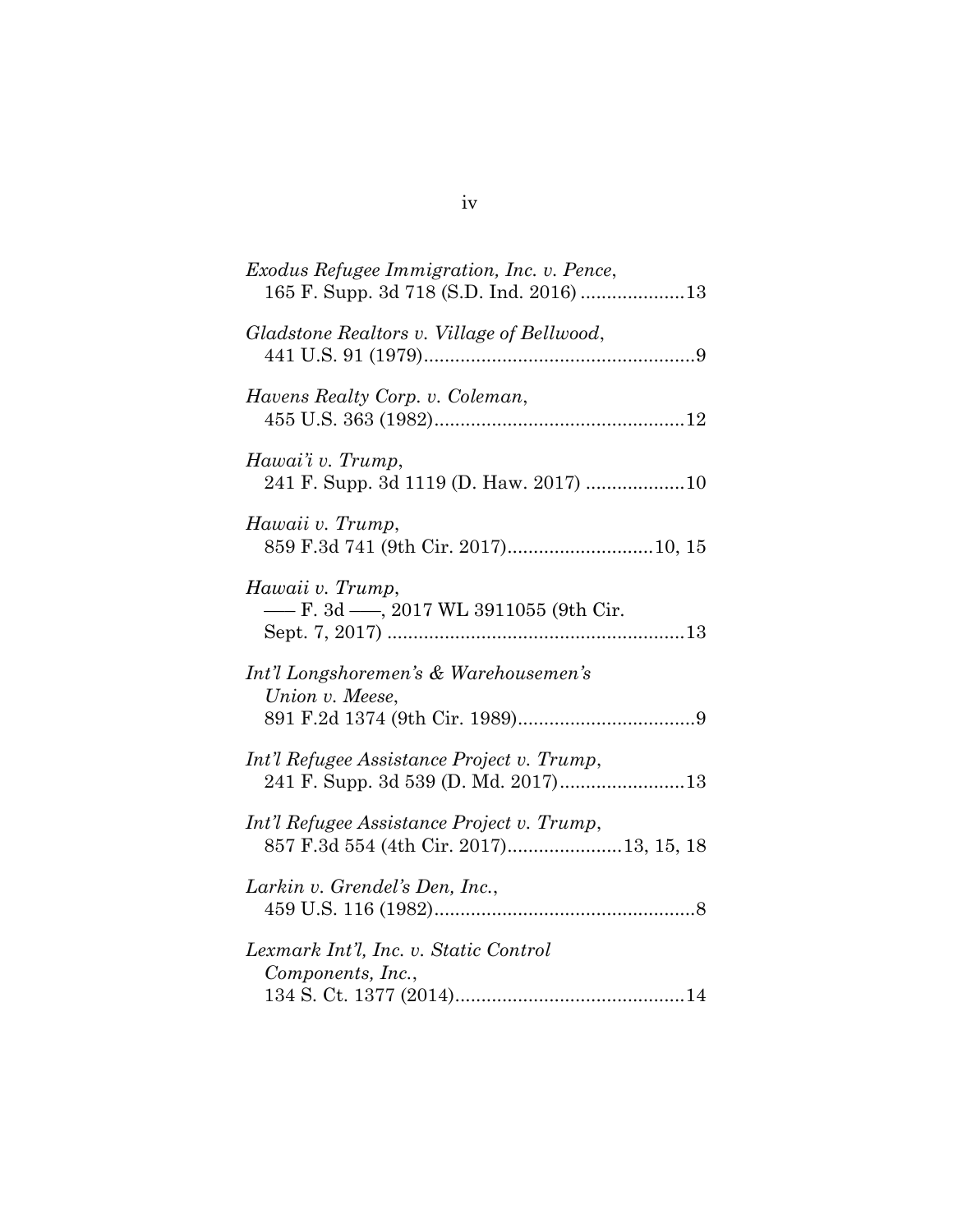*Exodus Refugee Immigration, Inc. v. Pence*,
165 F. Supp. 3d 718 (S.D. Ind. 2016) ....................13

*Gladstone Realtors v. Village of Bellwood*,
441 U.S. 91 (1979)....................................................9

*Havens Realty Corp. v. Coleman*,
455 U.S. 363 (1982)................................................12

*Hawai'i v. Trump*,
241 F. Supp. 3d 1119 (D. Haw. 2017) ...................10

*Hawaii v. Trump*,
859 F.3d 741 (9th Cir. 2017)............................10, 15

*Hawaii v. Trump*,
—— F. 3d ——, 2017 WL 3911055 (9th Cir.
Sept. 7, 2017) .........................................................13

*Int'l Longshoremen's & Warehousemen's Union v. Meese*,
891 F.2d 1374 (9th Cir. 1989)..................................9

*Int'l Refugee Assistance Project v. Trump*,
241 F. Supp. 3d 539 (D. Md. 2017)........................13

*Int'l Refugee Assistance Project v. Trump*,
857 F.3d 554 (4th Cir. 2017)......................13, 15, 18

*Larkin v. Grendel's Den, Inc.*,
459 U.S. 116 (1982)..................................................8

*Lexmark Int'l, Inc. v. Static Control Components, Inc.*,
134 S. Ct. 1377 (2014)............................................14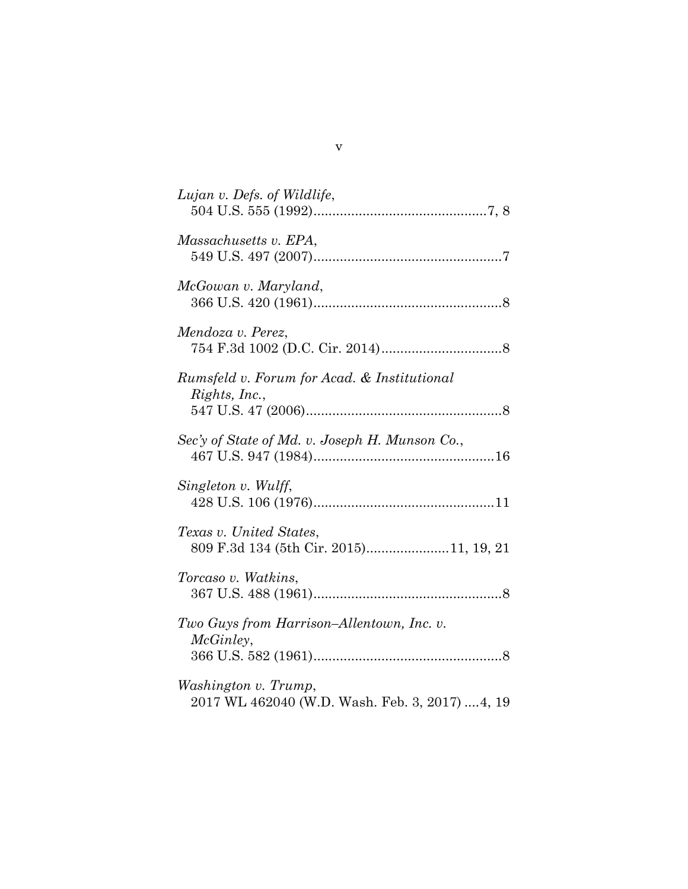*Lujan v. Defs. of Wildlife*,
504 U.S. 555 (1992)..............................................7, 8

*Massachusetts v. EPA*,
549 U.S. 497 (2007)..................................................7

*McGowan v. Maryland*,
366 U.S. 420 (1961)..................................................8

*Mendoza v. Perez*,
754 F.3d 1002 (D.C. Cir. 2014)................................8

*Rumsfeld v. Forum for Acad. & Institutional Rights, Inc.*,
547 U.S. 47 (2006)....................................................8

*Sec'y of State of Md. v. Joseph H. Munson Co.*,
467 U.S. 947 (1984)................................................16

*Singleton v. Wulff*,
428 U.S. 106 (1976)................................................11

*Texas v. United States*,
809 F.3d 134 (5th Cir. 2015)......................11, 19, 21

*Torcaso v. Watkins*,
367 U.S. 488 (1961)..................................................8

*Two Guys from Harrison–Allentown, Inc. v. McGinley*,
366 U.S. 582 (1961)..................................................8

*Washington v. Trump*,
2017 WL 462040 (W.D. Wash. Feb. 3, 2017) ....4, 19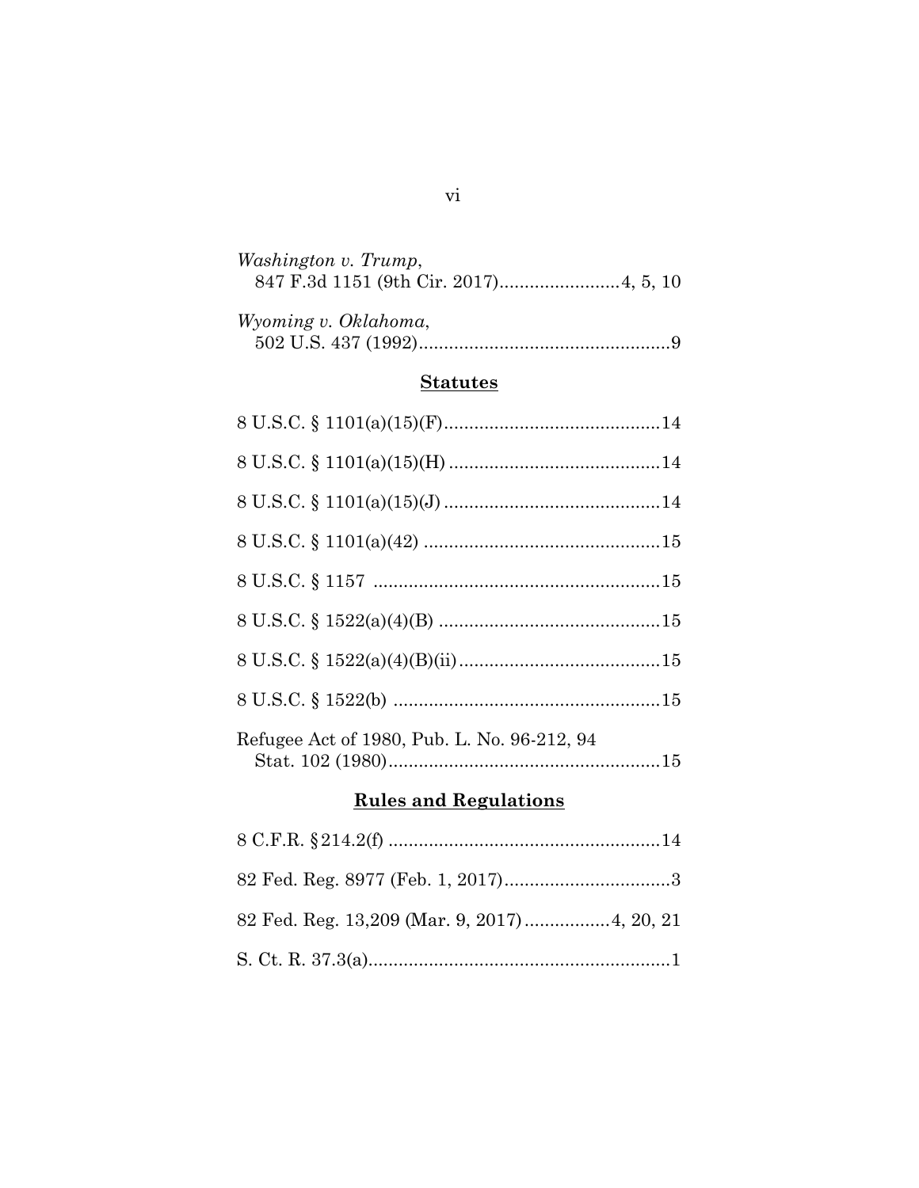*Washington v. Trump*,
847 F.3d 1151 (9th Cir. 2017)........................4, 5, 10

*Wyoming v. Oklahoma*,
502 U.S. 437 (1992)..................................................9

## **Statutes**

8 U.S.C. § 1101(a)(15)(F)...........................................14

8 U.S.C. § 1101(a)(15)(H)..........................................14

8 U.S.C. § 1101(a)(15)(J)...........................................14

8 U.S.C. § 1101(a)(42)...............................................15

8 U.S.C. § 1157.........................................................15

8 U.S.C. § 1522(a)(4)(B)............................................15

8 U.S.C. § 1522(a)(4)(B)(ii)........................................15

8 U.S.C. § 1522(b).....................................................15

Refugee Act of 1980, Pub. L. No. 96-212, 94
Stat. 102 (1980).......................................................15

## **Rules and Regulations**

8 C.F.R. §214.2(f)......................................................14

82 Fed. Reg. 8977 (Feb. 1, 2017).................................3

82 Fed. Reg. 13,209 (Mar. 9, 2017)................4, 20, 21

S. Ct. R. 37.3(a)............................................................1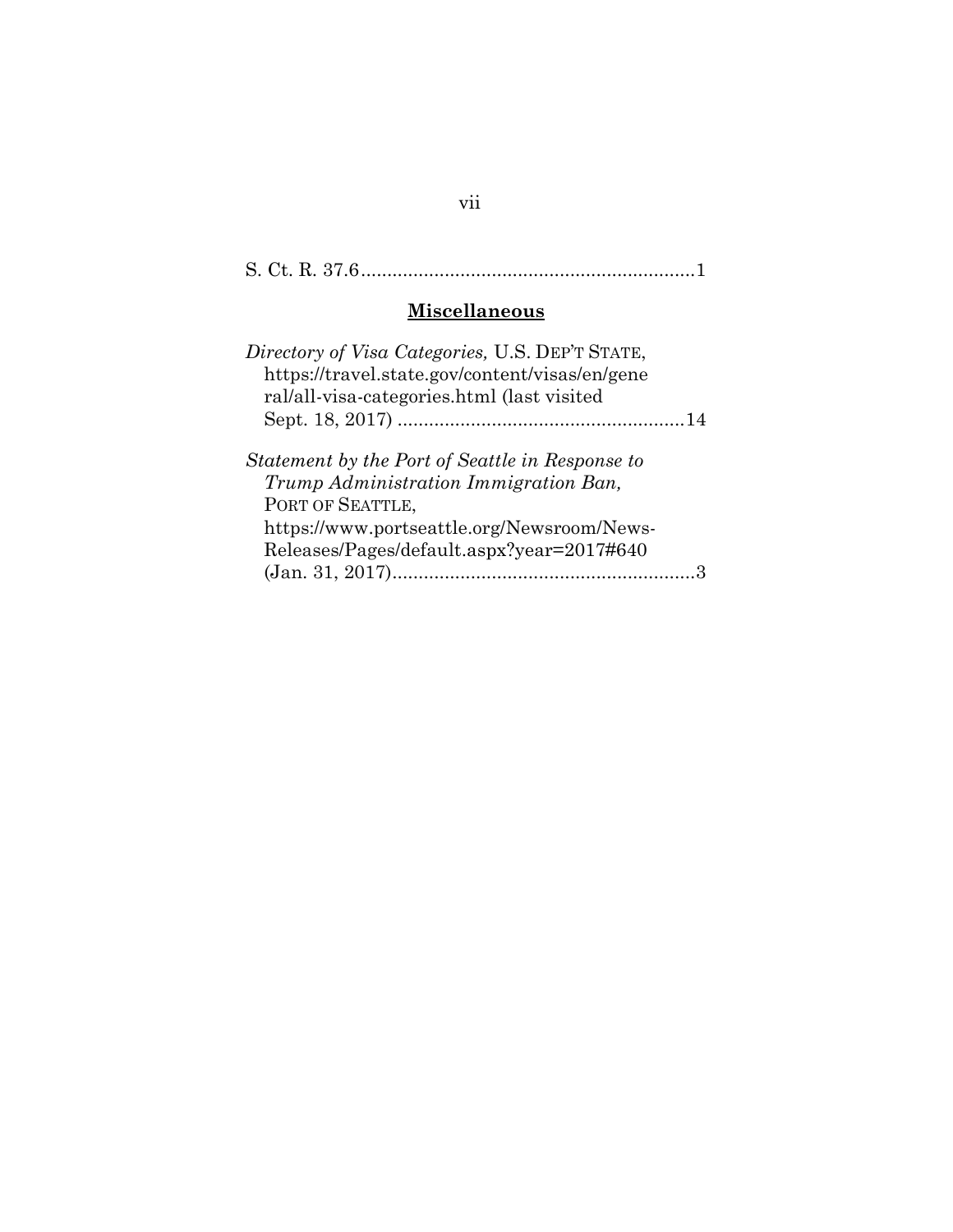S. Ct. R. 37.6................................................................1

## Miscellaneous

*Directory of Visa Categories,* U.S. DEP'T STATE, https://travel.state.gov/content/visas/en/general/all-visa-categories.html (last visited Sept. 18, 2017) .......................................................14

*Statement by the Port of Seattle in Response to Trump Administration Immigration Ban,* PORT OF SEATTLE, https://www.portseattle.org/Newsroom/News-Releases/Pages/default.aspx?year=2017#640 (Jan. 31, 2017)..........................................................3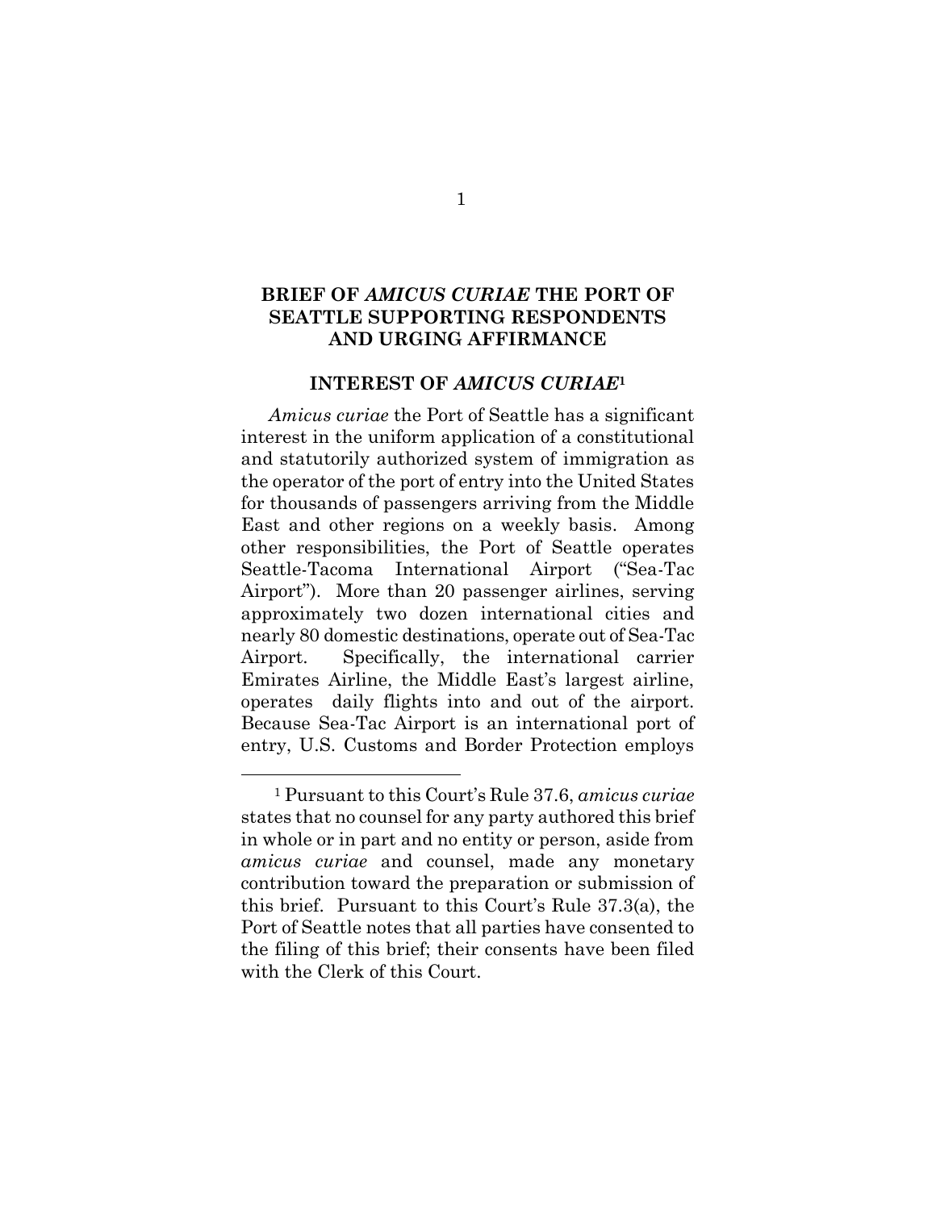# BRIEF OF *AMICUS CURIAE* THE PORT OF SEATTLE SUPPORTING RESPONDENTS AND URGING AFFIRMANCE

## INTEREST OF *AMICUS CURIAE*[1]

*Amicus curiae* the Port of Seattle has a significant interest in the uniform application of a constitutional and statutorily authorized system of immigration as the operator of the port of entry into the United States for thousands of passengers arriving from the Middle East and other regions on a weekly basis. Among other responsibilities, the Port of Seattle operates Seattle-Tacoma International Airport ("Sea-Tac Airport"). More than 20 passenger airlines, serving approximately two dozen international cities and nearly 80 domestic destinations, operate out of Sea-Tac Airport. Specifically, the international carrier Emirates Airline, the Middle East's largest airline, operates daily flights into and out of the airport. Because Sea-Tac Airport is an international port of entry, U.S. Customs and Border Protection employs

[1] Pursuant to this Court's Rule 37.6, *amicus curiae* states that no counsel for any party authored this brief in whole or in part and no entity or person, aside from *amicus curiae* and counsel, made any monetary contribution toward the preparation or submission of this brief. Pursuant to this Court's Rule 37.3(a), the Port of Seattle notes that all parties have consented to the filing of this brief; their consents have been filed with the Clerk of this Court.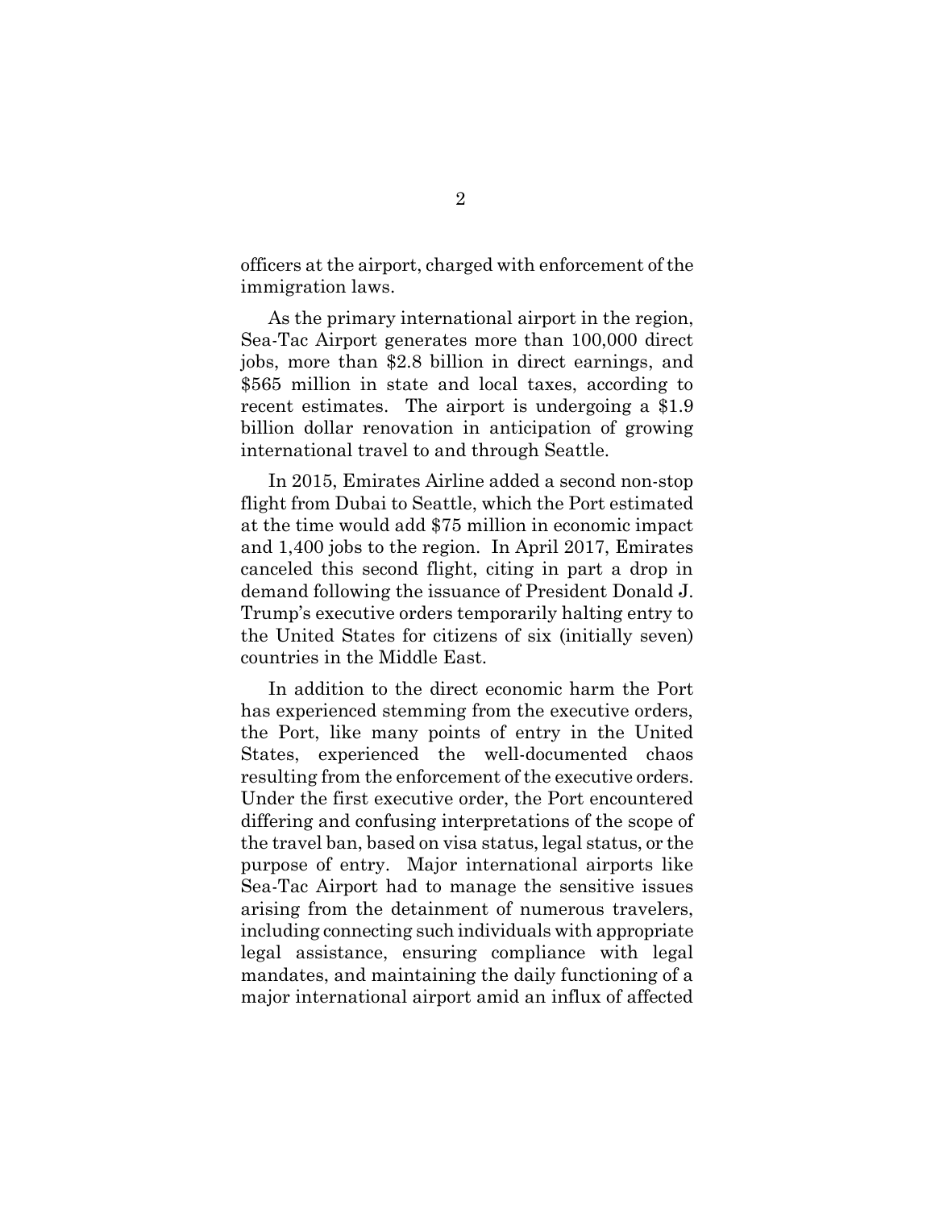officers at the airport, charged with enforcement of the immigration laws.

As the primary international airport in the region, Sea-Tac Airport generates more than 100,000 direct jobs, more than $2.8 billion in direct earnings, and $565 million in state and local taxes, according to recent estimates. The airport is undergoing a $1.9 billion dollar renovation in anticipation of growing international travel to and through Seattle.

In 2015, Emirates Airline added a second non-stop flight from Dubai to Seattle, which the Port estimated at the time would add $75 million in economic impact and 1,400 jobs to the region. In April 2017, Emirates canceled this second flight, citing in part a drop in demand following the issuance of President Donald J. Trump's executive orders temporarily halting entry to the United States for citizens of six (initially seven) countries in the Middle East.

In addition to the direct economic harm the Port has experienced stemming from the executive orders, the Port, like many points of entry in the United States, experienced the well-documented chaos resulting from the enforcement of the executive orders. Under the first executive order, the Port encountered differing and confusing interpretations of the scope of the travel ban, based on visa status, legal status, or the purpose of entry. Major international airports like Sea-Tac Airport had to manage the sensitive issues arising from the detainment of numerous travelers, including connecting such individuals with appropriate legal assistance, ensuring compliance with legal mandates, and maintaining the daily functioning of a major international airport amid an influx of affected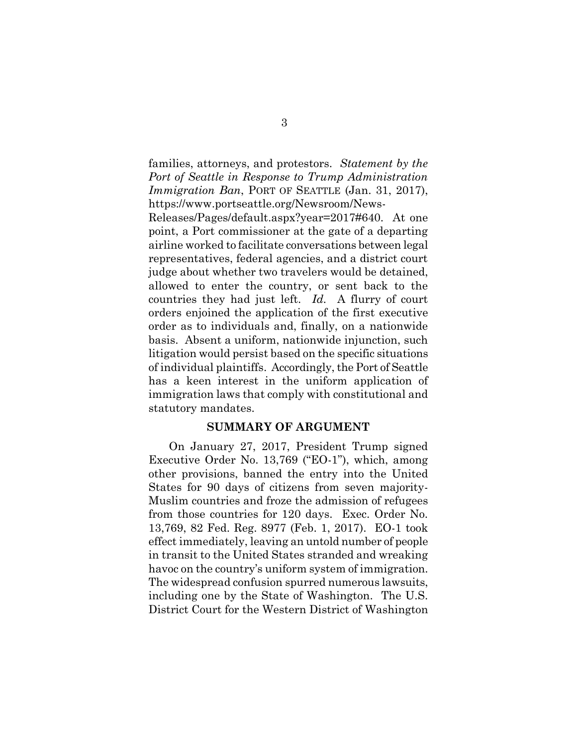families, attorneys, and protestors. *Statement by the Port of Seattle in Response to Trump Administration Immigration Ban*, PORT OF SEATTLE (Jan. 31, 2017), https://www.portseattle.org/Newsroom/News-Releases/Pages/default.aspx?year=2017#640. At one point, a Port commissioner at the gate of a departing airline worked to facilitate conversations between legal representatives, federal agencies, and a district court judge about whether two travelers would be detained, allowed to enter the country, or sent back to the countries they had just left. *Id.* A flurry of court orders enjoined the application of the first executive order as to individuals and, finally, on a nationwide basis. Absent a uniform, nationwide injunction, such litigation would persist based on the specific situations of individual plaintiffs. Accordingly, the Port of Seattle has a keen interest in the uniform application of immigration laws that comply with constitutional and statutory mandates.

## SUMMARY OF ARGUMENT

On January 27, 2017, President Trump signed Executive Order No. 13,769 ("EO-1"), which, among other provisions, banned the entry into the United States for 90 days of citizens from seven majority-Muslim countries and froze the admission of refugees from those countries for 120 days. Exec. Order No. 13,769, 82 Fed. Reg. 8977 (Feb. 1, 2017). EO-1 took effect immediately, leaving an untold number of people in transit to the United States stranded and wreaking havoc on the country's uniform system of immigration. The widespread confusion spurred numerous lawsuits, including one by the State of Washington. The U.S. District Court for the Western District of Washington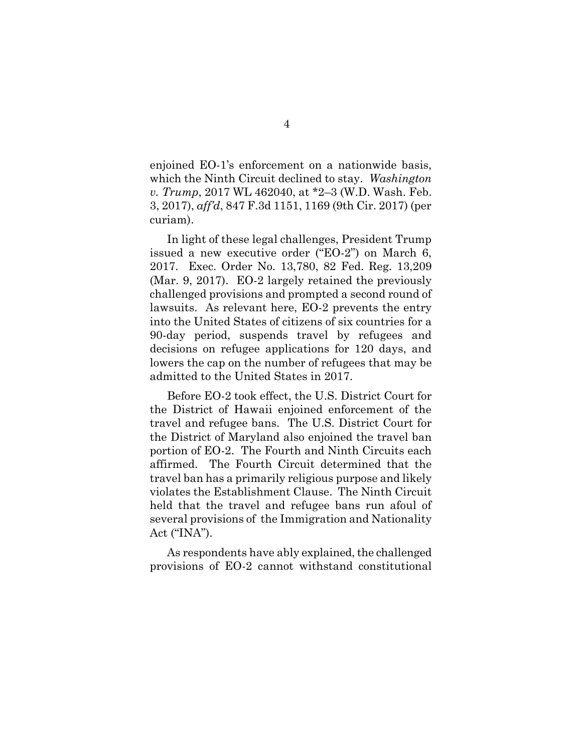enjoined EO-1's enforcement on a nationwide basis, which the Ninth Circuit declined to stay. *Washington v. Trump*, 2017 WL 462040, at *2–3 (W.D. Wash. Feb. 3, 2017), *aff'd*, 847 F.3d 1151, 1169 (9th Cir. 2017) (per curiam).

In light of these legal challenges, President Trump issued a new executive order ("EO-2") on March 6, 2017. Exec. Order No. 13,780, 82 Fed. Reg. 13,209 (Mar. 9, 2017). EO-2 largely retained the previously challenged provisions and prompted a second round of lawsuits. As relevant here, EO-2 prevents the entry into the United States of citizens of six countries for a 90-day period, suspends travel by refugees and decisions on refugee applications for 120 days, and lowers the cap on the number of refugees that may be admitted to the United States in 2017.

Before EO-2 took effect, the U.S. District Court for the District of Hawaii enjoined enforcement of the travel and refugee bans. The U.S. District Court for the District of Maryland also enjoined the travel ban portion of EO-2. The Fourth and Ninth Circuits each affirmed. The Fourth Circuit determined that the travel ban has a primarily religious purpose and likely violates the Establishment Clause. The Ninth Circuit held that the travel and refugee bans run afoul of several provisions of the Immigration and Nationality Act ("INA").

As respondents have ably explained, the challenged provisions of EO-2 cannot withstand constitutional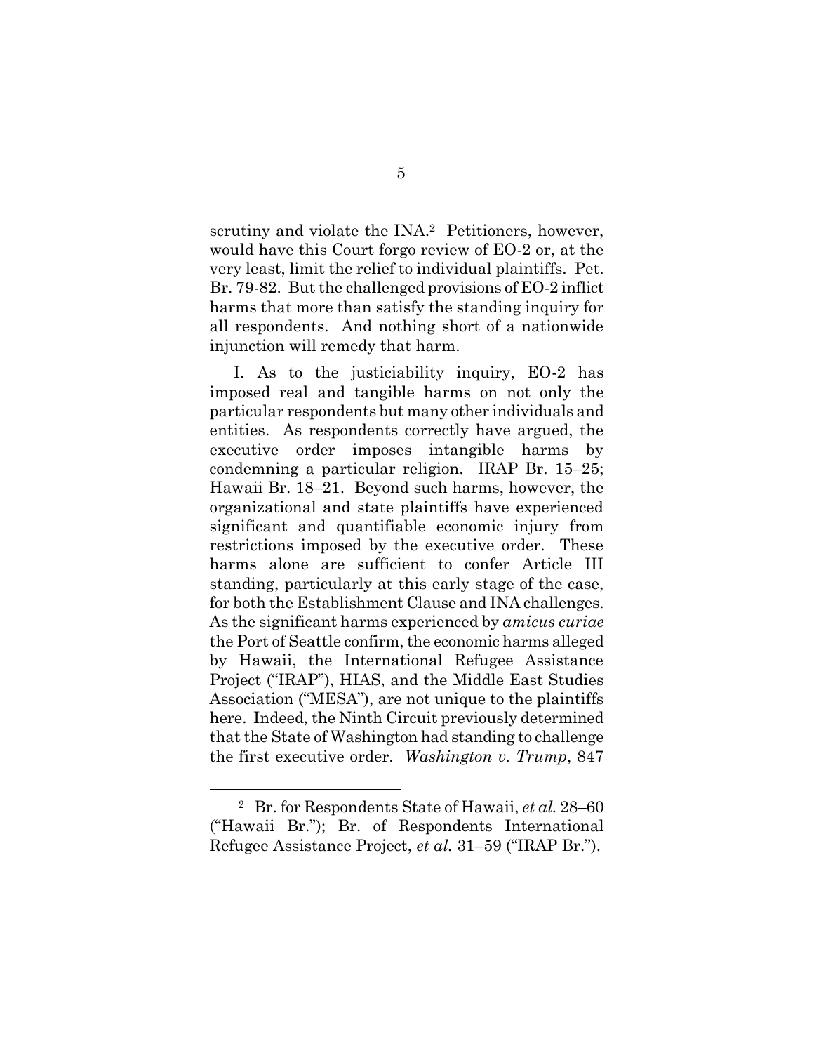scrutiny and violate the INA.[2] Petitioners, however, would have this Court forgo review of EO-2 or, at the very least, limit the relief to individual plaintiffs. Pet. Br. 79-82. But the challenged provisions of EO-2 inflict harms that more than satisfy the standing inquiry for all respondents. And nothing short of a nationwide injunction will remedy that harm.

I. As to the justiciability inquiry, EO-2 has imposed real and tangible harms on not only the particular respondents but many other individuals and entities. As respondents correctly have argued, the executive order imposes intangible harms by condemning a particular religion. IRAP Br. 15–25; Hawaii Br. 18–21. Beyond such harms, however, the organizational and state plaintiffs have experienced significant and quantifiable economic injury from restrictions imposed by the executive order. These harms alone are sufficient to confer Article III standing, particularly at this early stage of the case, for both the Establishment Clause and INA challenges. As the significant harms experienced by *amicus curiae* the Port of Seattle confirm, the economic harms alleged by Hawaii, the International Refugee Assistance Project ("IRAP"), HIAS, and the Middle East Studies Association ("MESA"), are not unique to the plaintiffs here. Indeed, the Ninth Circuit previously determined that the State of Washington had standing to challenge the first executive order. *Washington v. Trump*, 847

---

[2] Br. for Respondents State of Hawaii, *et al.* 28–60 ("Hawaii Br."); Br. of Respondents International Refugee Assistance Project, *et al.* 31–59 ("IRAP Br.").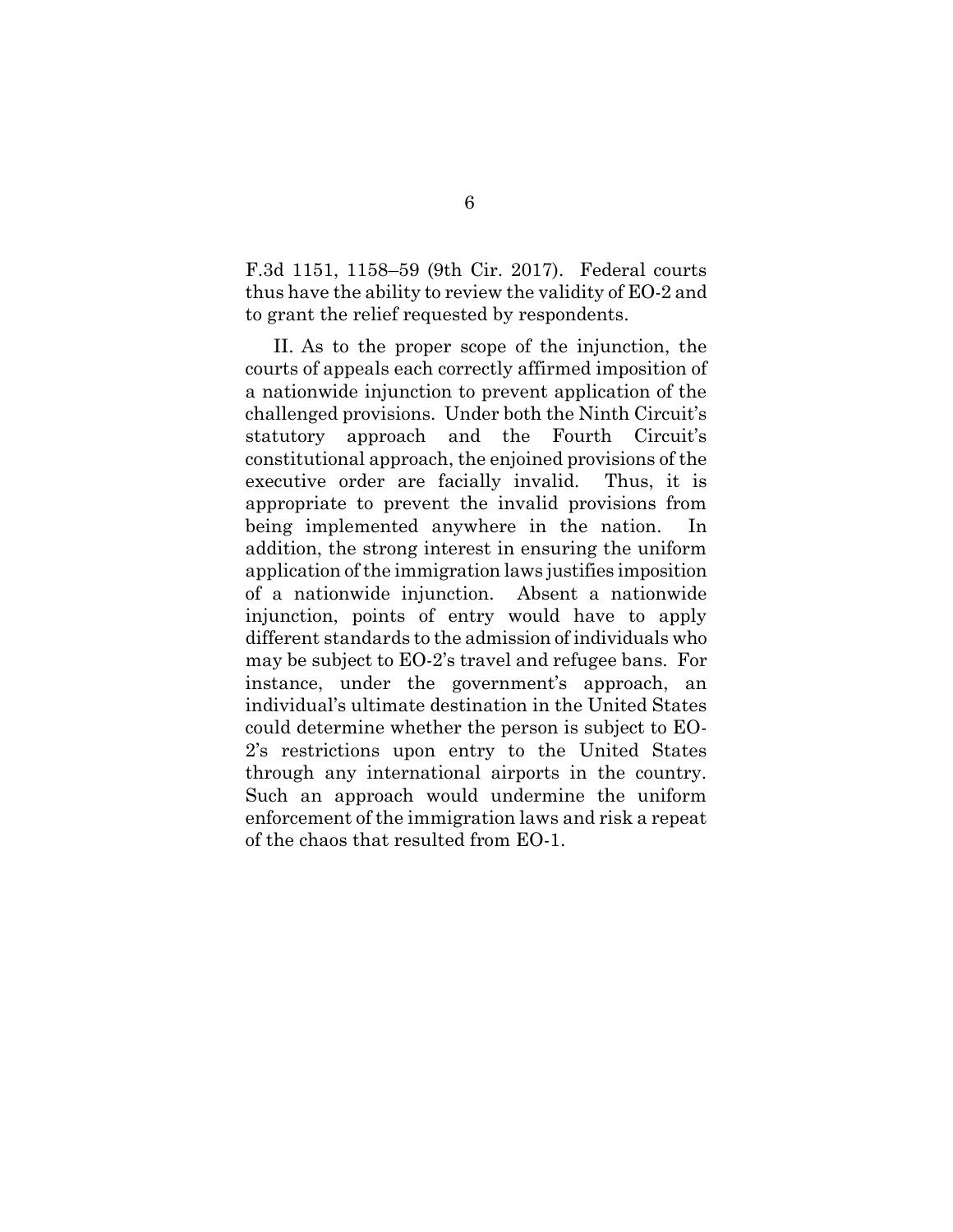F.3d 1151, 1158–59 (9th Cir. 2017). Federal courts thus have the ability to review the validity of EO-2 and to grant the relief requested by respondents.

II. As to the proper scope of the injunction, the courts of appeals each correctly affirmed imposition of a nationwide injunction to prevent application of the challenged provisions. Under both the Ninth Circuit's statutory approach and the Fourth Circuit's constitutional approach, the enjoined provisions of the executive order are facially invalid. Thus, it is appropriate to prevent the invalid provisions from being implemented anywhere in the nation. In addition, the strong interest in ensuring the uniform application of the immigration laws justifies imposition of a nationwide injunction. Absent a nationwide injunction, points of entry would have to apply different standards to the admission of individuals who may be subject to EO-2's travel and refugee bans. For instance, under the government's approach, an individual's ultimate destination in the United States could determine whether the person is subject to EO-2's restrictions upon entry to the United States through any international airports in the country. Such an approach would undermine the uniform enforcement of the immigration laws and risk a repeat of the chaos that resulted from EO-1.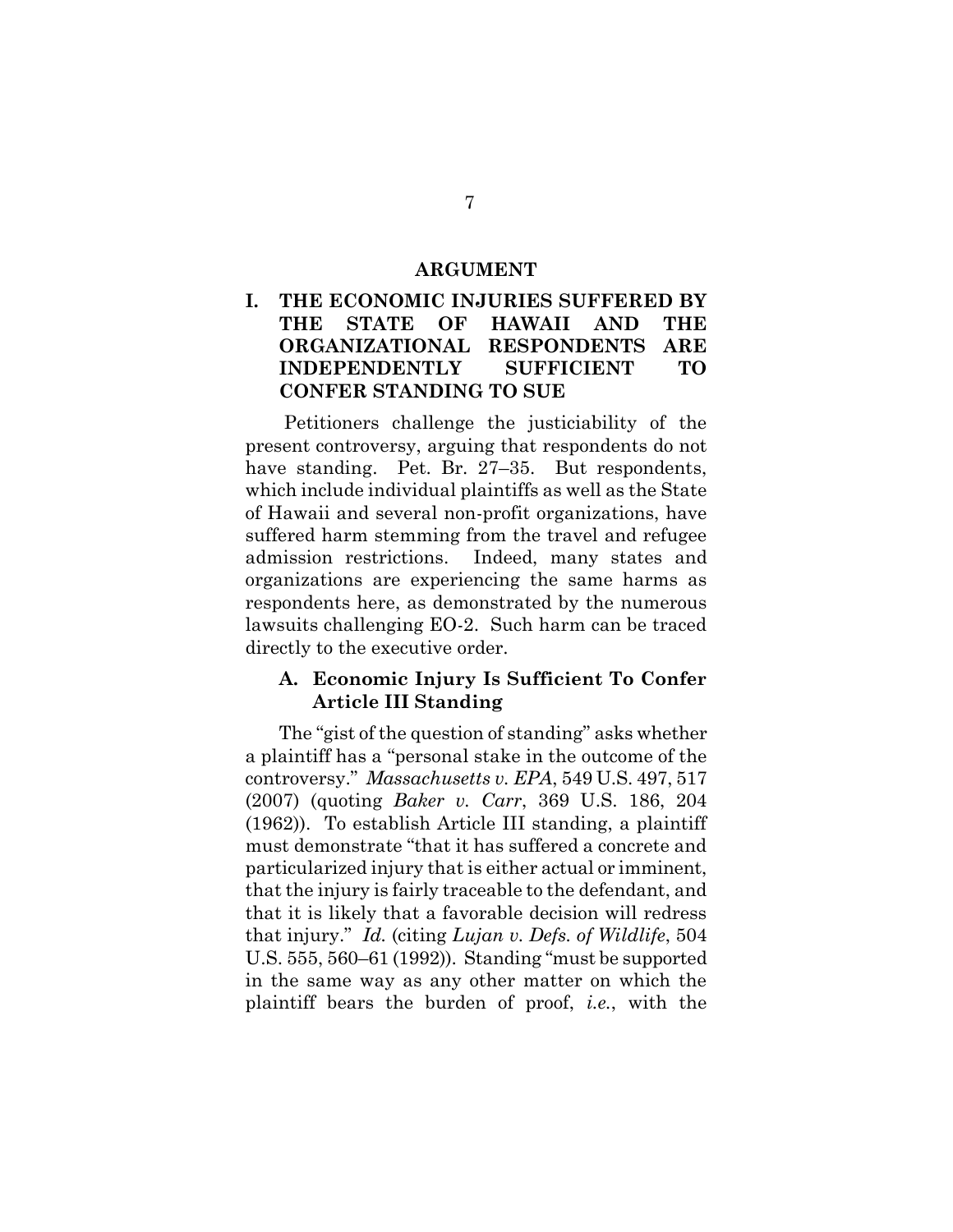## ARGUMENT

### I. THE ECONOMIC INJURIES SUFFERED BY THE STATE OF HAWAII AND THE ORGANIZATIONAL RESPONDENTS ARE INDEPENDENTLY SUFFICIENT TO CONFER STANDING TO SUE

Petitioners challenge the justiciability of the present controversy, arguing that respondents do not have standing. Pet. Br. 27–35. But respondents, which include individual plaintiffs as well as the State of Hawaii and several non-profit organizations, have suffered harm stemming from the travel and refugee admission restrictions. Indeed, many states and organizations are experiencing the same harms as respondents here, as demonstrated by the numerous lawsuits challenging EO-2. Such harm can be traced directly to the executive order.

#### A. Economic Injury Is Sufficient To Confer Article III Standing

The "gist of the question of standing" asks whether a plaintiff has a "personal stake in the outcome of the controversy." *Massachusetts v. EPA*, 549 U.S. 497, 517 (2007) (quoting *Baker v. Carr*, 369 U.S. 186, 204 (1962)). To establish Article III standing, a plaintiff must demonstrate "that it has suffered a concrete and particularized injury that is either actual or imminent, that the injury is fairly traceable to the defendant, and that it is likely that a favorable decision will redress that injury." *Id.* (citing *Lujan v. Defs. of Wildlife*, 504 U.S. 555, 560–61 (1992)). Standing "must be supported in the same way as any other matter on which the plaintiff bears the burden of proof, *i.e.*, with the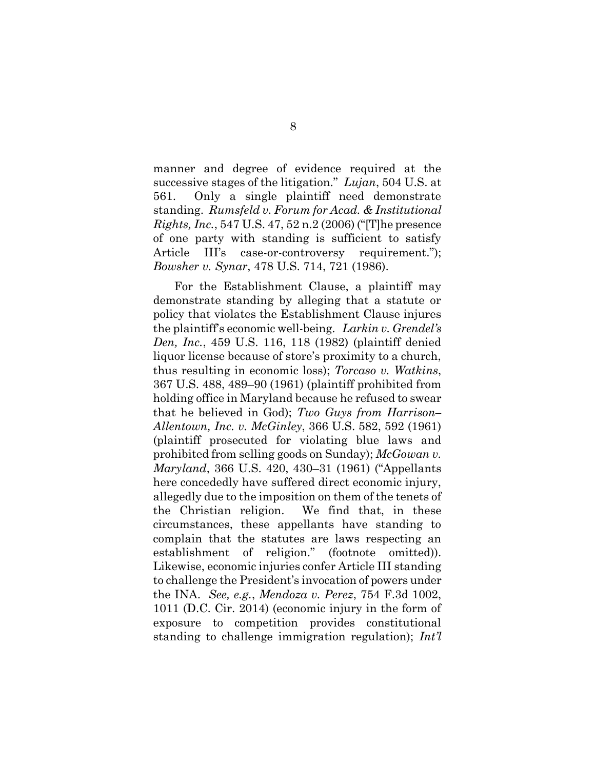manner and degree of evidence required at the successive stages of the litigation." *Lujan*, 504 U.S. at 561. Only a single plaintiff need demonstrate standing. *Rumsfeld v. Forum for Acad. & Institutional Rights, Inc.*, 547 U.S. 47, 52 n.2 (2006) ("[T]he presence of one party with standing is sufficient to satisfy Article III's case-or-controversy requirement."); *Bowsher v. Synar*, 478 U.S. 714, 721 (1986).

For the Establishment Clause, a plaintiff may demonstrate standing by alleging that a statute or policy that violates the Establishment Clause injures the plaintiff's economic well-being. *Larkin v. Grendel's Den, Inc.*, 459 U.S. 116, 118 (1982) (plaintiff denied liquor license because of store's proximity to a church, thus resulting in economic loss); *Torcaso v. Watkins*, 367 U.S. 488, 489–90 (1961) (plaintiff prohibited from holding office in Maryland because he refused to swear that he believed in God); *Two Guys from Harrison–Allentown, Inc. v. McGinley*, 366 U.S. 582, 592 (1961) (plaintiff prosecuted for violating blue laws and prohibited from selling goods on Sunday); *McGowan v. Maryland*, 366 U.S. 420, 430–31 (1961) ("Appellants here concededly have suffered direct economic injury, allegedly due to the imposition on them of the tenets of the Christian religion. We find that, in these circumstances, these appellants have standing to complain that the statutes are laws respecting an establishment of religion." (footnote omitted)). Likewise, economic injuries confer Article III standing to challenge the President's invocation of powers under the INA. *See, e.g.*, *Mendoza v. Perez*, 754 F.3d 1002, 1011 (D.C. Cir. 2014) (economic injury in the form of exposure to competition provides constitutional standing to challenge immigration regulation); *Int'l*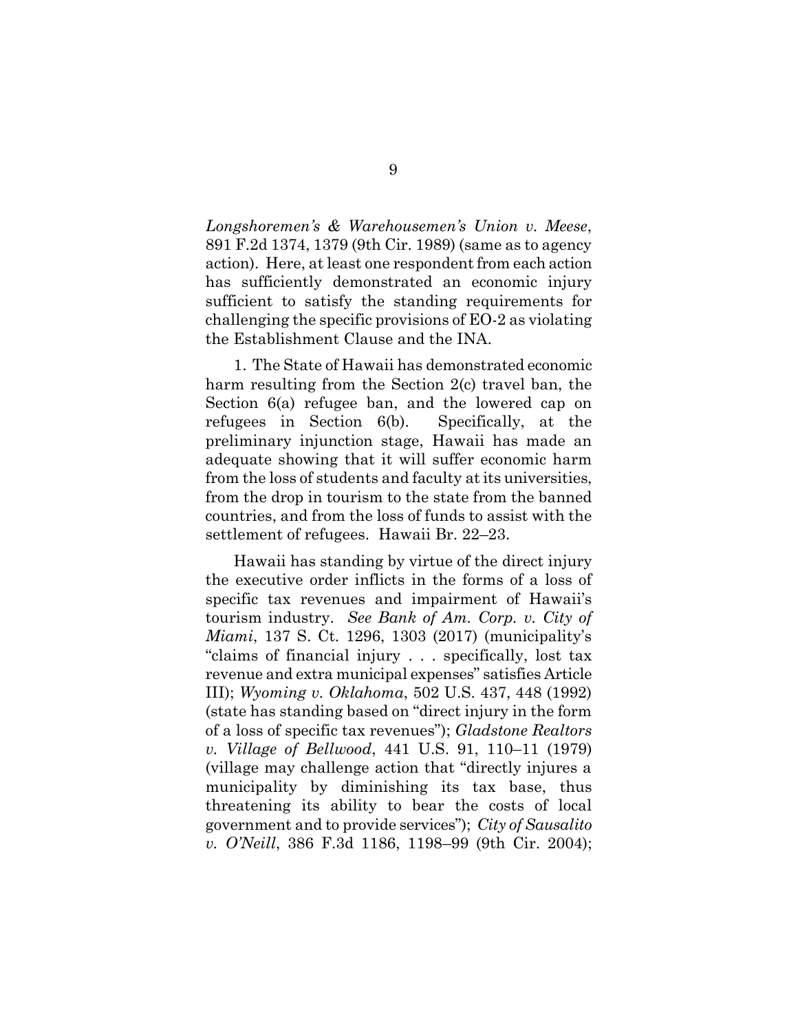*Longshoremen's & Warehousemen's Union v. Meese*, 891 F.2d 1374, 1379 (9th Cir. 1989) (same as to agency action). Here, at least one respondent from each action has sufficiently demonstrated an economic injury sufficient to satisfy the standing requirements for challenging the specific provisions of EO-2 as violating the Establishment Clause and the INA.

1. The State of Hawaii has demonstrated economic harm resulting from the Section 2(c) travel ban, the Section 6(a) refugee ban, and the lowered cap on refugees in Section 6(b). Specifically, at the preliminary injunction stage, Hawaii has made an adequate showing that it will suffer economic harm from the loss of students and faculty at its universities, from the drop in tourism to the state from the banned countries, and from the loss of funds to assist with the settlement of refugees. Hawaii Br. 22–23.

Hawaii has standing by virtue of the direct injury the executive order inflicts in the forms of a loss of specific tax revenues and impairment of Hawaii's tourism industry. *See Bank of Am. Corp. v. City of Miami*, 137 S. Ct. 1296, 1303 (2017) (municipality's "claims of financial injury . . . specifically, lost tax revenue and extra municipal expenses" satisfies Article III); *Wyoming v. Oklahoma*, 502 U.S. 437, 448 (1992) (state has standing based on "direct injury in the form of a loss of specific tax revenues"); *Gladstone Realtors v. Village of Bellwood*, 441 U.S. 91, 110–11 (1979) (village may challenge action that "directly injures a municipality by diminishing its tax base, thus threatening its ability to bear the costs of local government and to provide services"); *City of Sausalito v. O'Neill*, 386 F.3d 1186, 1198–99 (9th Cir. 2004);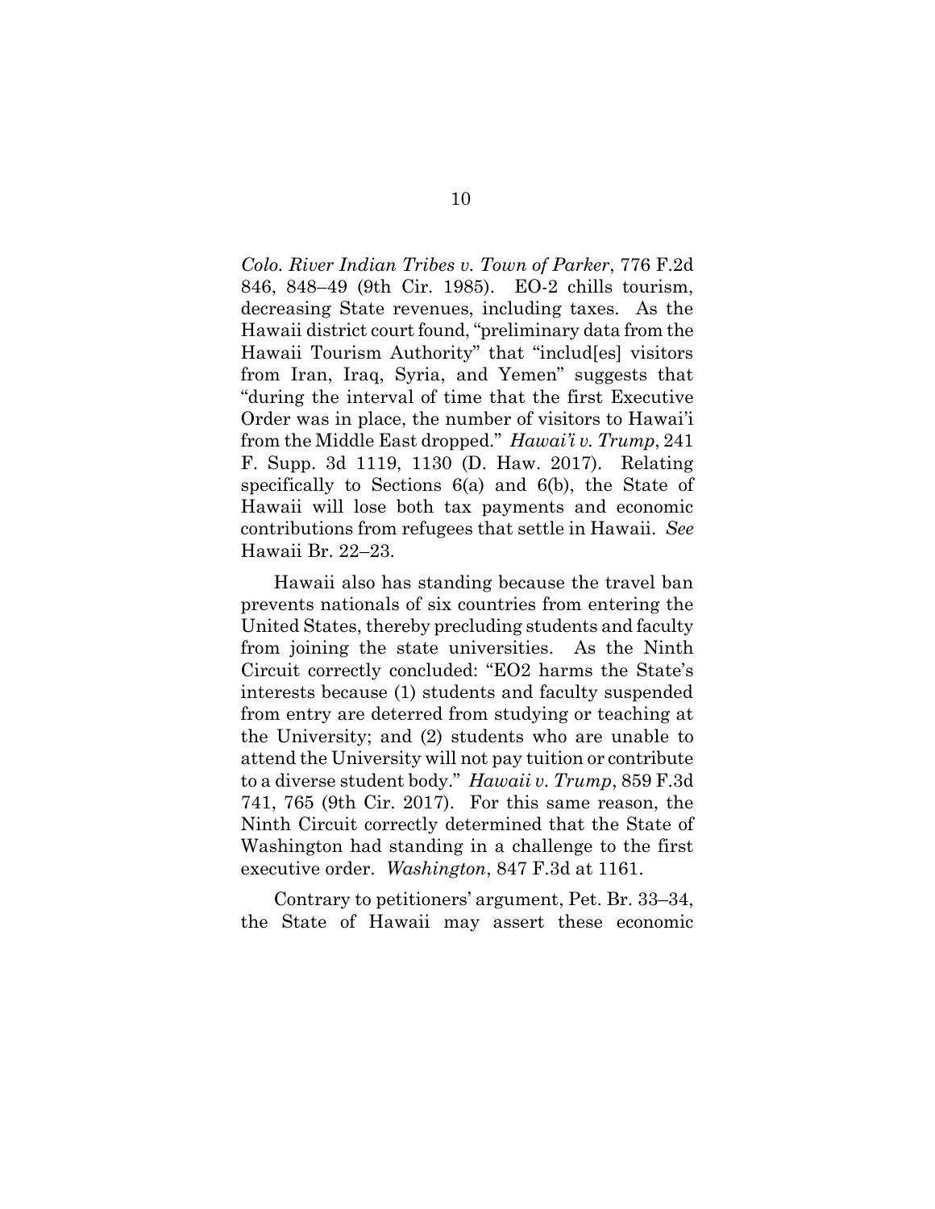*Colo. River Indian Tribes v. Town of Parker*, 776 F.2d 846, 848–49 (9th Cir. 1985). EO-2 chills tourism, decreasing State revenues, including taxes. As the Hawaii district court found, "preliminary data from the Hawaii Tourism Authority" that "includ[es] visitors from Iran, Iraq, Syria, and Yemen" suggests that "during the interval of time that the first Executive Order was in place, the number of visitors to Hawai'i from the Middle East dropped." *Hawai'i v. Trump*, 241 F. Supp. 3d 1119, 1130 (D. Haw. 2017). Relating specifically to Sections 6(a) and 6(b), the State of Hawaii will lose both tax payments and economic contributions from refugees that settle in Hawaii. *See* Hawaii Br. 22–23.

Hawaii also has standing because the travel ban prevents nationals of six countries from entering the United States, thereby precluding students and faculty from joining the state universities. As the Ninth Circuit correctly concluded: "EO2 harms the State's interests because (1) students and faculty suspended from entry are deterred from studying or teaching at the University; and (2) students who are unable to attend the University will not pay tuition or contribute to a diverse student body." *Hawaii v. Trump*, 859 F.3d 741, 765 (9th Cir. 2017). For this same reason, the Ninth Circuit correctly determined that the State of Washington had standing in a challenge to the first executive order. *Washington*, 847 F.3d at 1161.

Contrary to petitioners' argument, Pet. Br. 33–34, the State of Hawaii may assert these economic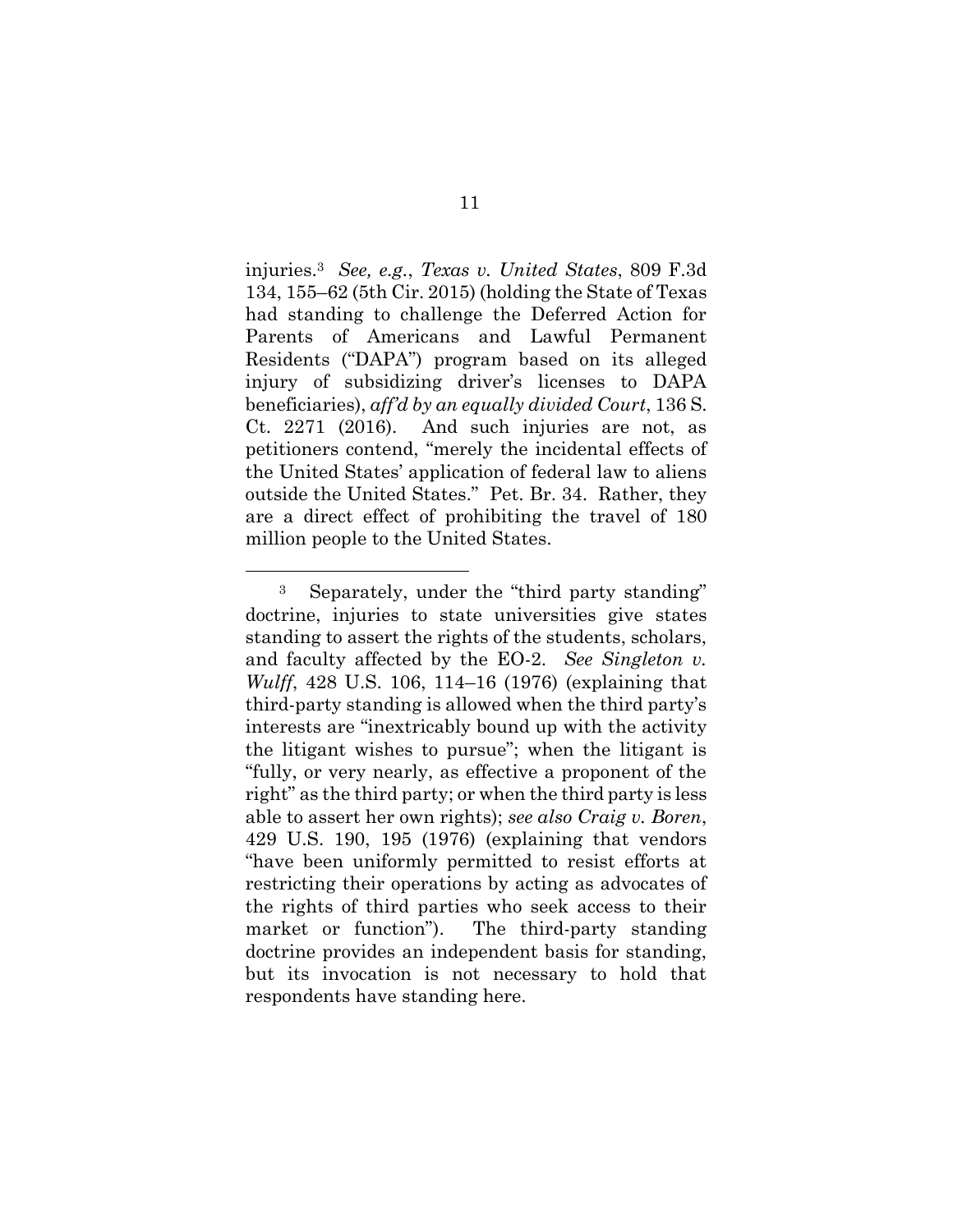injuries.[3] *See, e.g.*, *Texas v. United States*, 809 F.3d 134, 155–62 (5th Cir. 2015) (holding the State of Texas had standing to challenge the Deferred Action for Parents of Americans and Lawful Permanent Residents ("DAPA") program based on its alleged injury of subsidizing driver's licenses to DAPA beneficiaries), *aff'd by an equally divided Court*, 136 S. Ct. 2271 (2016). And such injuries are not, as petitioners contend, "merely the incidental effects of the United States' application of federal law to aliens outside the United States." Pet. Br. 34. Rather, they are a direct effect of prohibiting the travel of 180 million people to the United States.

---

[3] Separately, under the "third party standing" doctrine, injuries to state universities give states standing to assert the rights of the students, scholars, and faculty affected by the EO-2. *See Singleton v. Wulff*, 428 U.S. 106, 114–16 (1976) (explaining that third-party standing is allowed when the third party's interests are "inextricably bound up with the activity the litigant wishes to pursue"; when the litigant is "fully, or very nearly, as effective a proponent of the right" as the third party; or when the third party is less able to assert her own rights); *see also Craig v. Boren*, 429 U.S. 190, 195 (1976) (explaining that vendors "have been uniformly permitted to resist efforts at restricting their operations by acting as advocates of the rights of third parties who seek access to their market or function"). The third-party standing doctrine provides an independent basis for standing, but its invocation is not necessary to hold that respondents have standing here.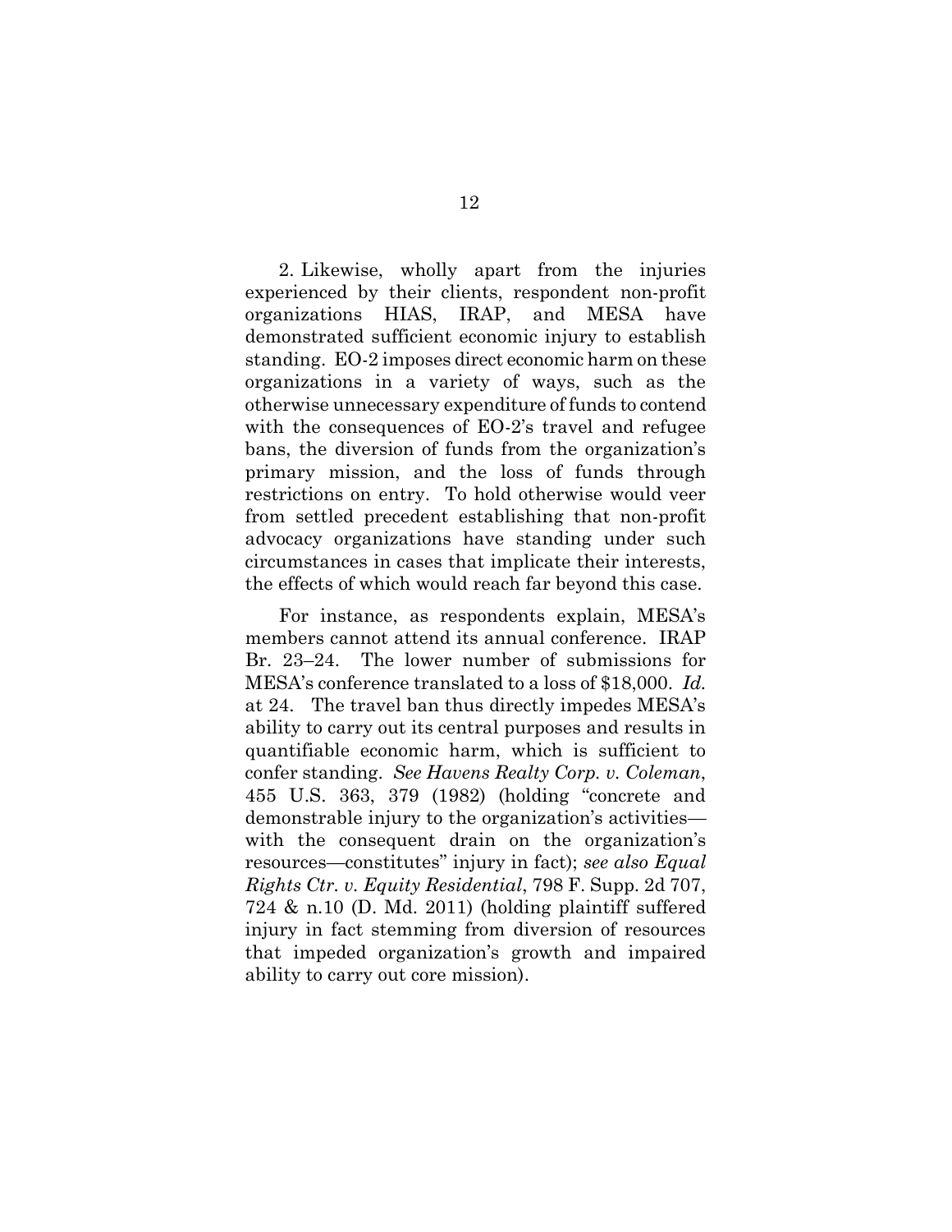2. Likewise, wholly apart from the injuries experienced by their clients, respondent non-profit organizations HIAS, IRAP, and MESA have demonstrated sufficient economic injury to establish standing. EO-2 imposes direct economic harm on these organizations in a variety of ways, such as the otherwise unnecessary expenditure of funds to contend with the consequences of EO-2's travel and refugee bans, the diversion of funds from the organization's primary mission, and the loss of funds through restrictions on entry. To hold otherwise would veer from settled precedent establishing that non-profit advocacy organizations have standing under such circumstances in cases that implicate their interests, the effects of which would reach far beyond this case.

For instance, as respondents explain, MESA's members cannot attend its annual conference. IRAP Br. 23–24. The lower number of submissions for MESA's conference translated to a loss of $18,000. *Id.* at 24. The travel ban thus directly impedes MESA's ability to carry out its central purposes and results in quantifiable economic harm, which is sufficient to confer standing. *See Havens Realty Corp. v. Coleman*, 455 U.S. 363, 379 (1982) (holding "concrete and demonstrable injury to the organization's activities—with the consequent drain on the organization's resources—constitutes" injury in fact); *see also Equal Rights Ctr. v. Equity Residential*, 798 F. Supp. 2d 707, 724 & n.10 (D. Md. 2011) (holding plaintiff suffered injury in fact stemming from diversion of resources that impeded organization's growth and impaired ability to carry out core mission).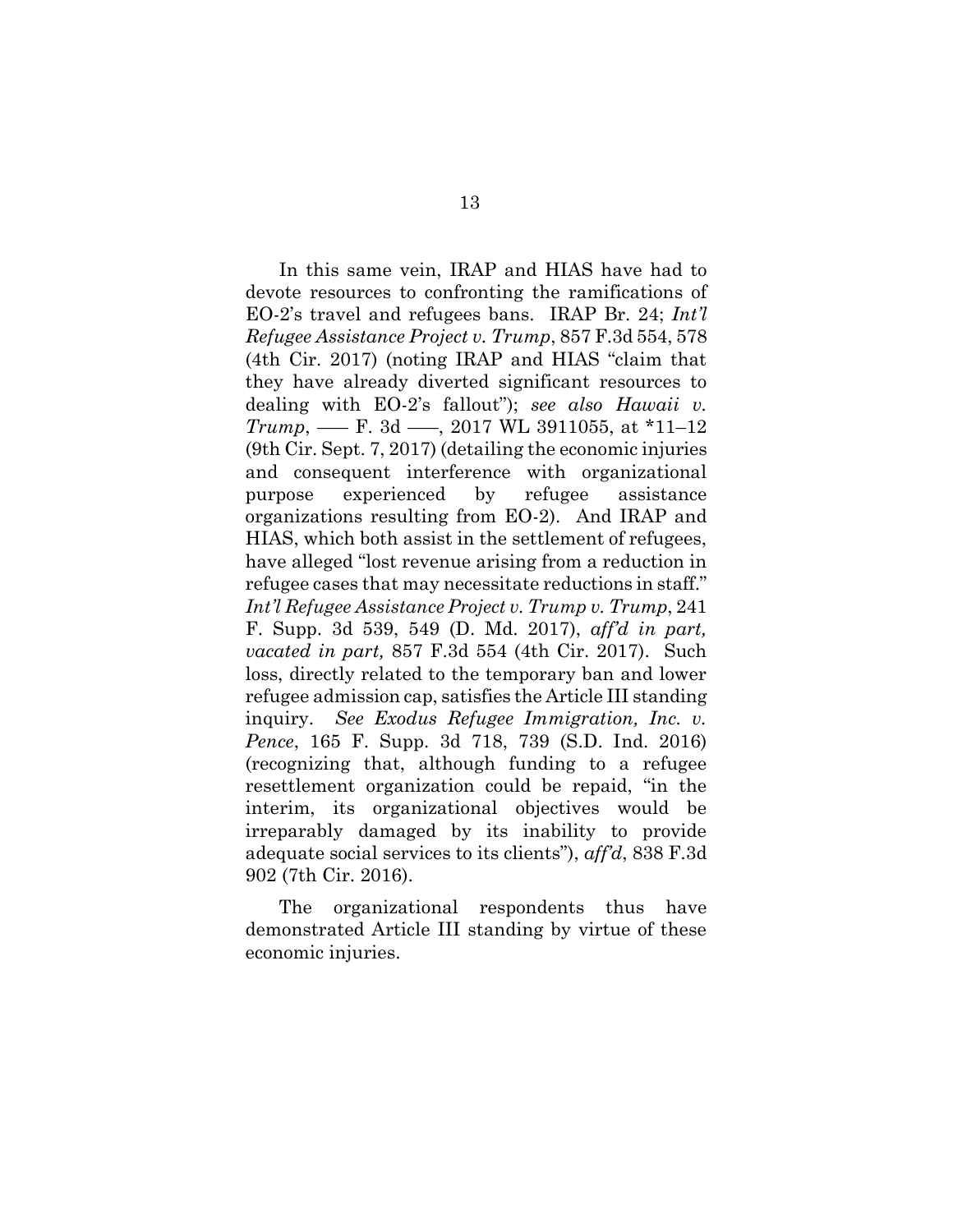In this same vein, IRAP and HIAS have had to devote resources to confronting the ramifications of EO-2's travel and refugees bans. IRAP Br. 24; *Int'l Refugee Assistance Project v. Trump*, 857 F.3d 554, 578 (4th Cir. 2017) (noting IRAP and HIAS "claim that they have already diverted significant resources to dealing with EO-2's fallout"); *see also Hawaii v. Trump*, ––– F. 3d –––, 2017 WL 3911055, at *11–12 (9th Cir. Sept. 7, 2017) (detailing the economic injuries and consequent interference with organizational purpose experienced by refugee assistance organizations resulting from EO-2). And IRAP and HIAS, which both assist in the settlement of refugees, have alleged "lost revenue arising from a reduction in refugee cases that may necessitate reductions in staff." *Int'l Refugee Assistance Project v. Trump v. Trump*, 241 F. Supp. 3d 539, 549 (D. Md. 2017), *aff'd in part, vacated in part,* 857 F.3d 554 (4th Cir. 2017). Such loss, directly related to the temporary ban and lower refugee admission cap, satisfies the Article III standing inquiry. *See Exodus Refugee Immigration, Inc. v. Pence*, 165 F. Supp. 3d 718, 739 (S.D. Ind. 2016) (recognizing that, although funding to a refugee resettlement organization could be repaid, "in the interim, its organizational objectives would be irreparably damaged by its inability to provide adequate social services to its clients"), *aff'd*, 838 F.3d 902 (7th Cir. 2016).

The organizational respondents thus have demonstrated Article III standing by virtue of these economic injuries.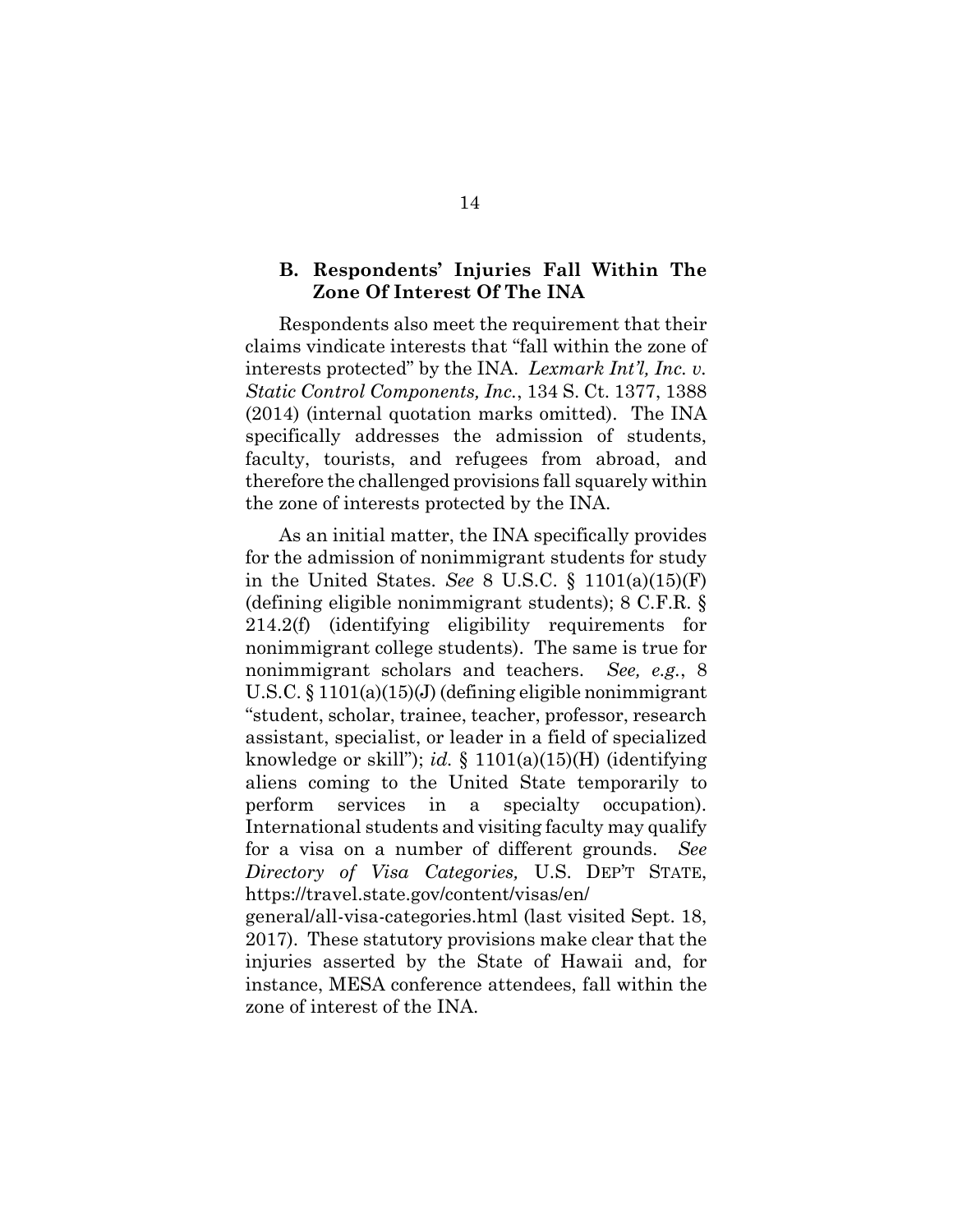### B. Respondents' Injuries Fall Within The Zone Of Interest Of The INA

Respondents also meet the requirement that their claims vindicate interests that "fall within the zone of interests protected" by the INA. *Lexmark Int'l, Inc. v. Static Control Components, Inc.*, 134 S. Ct. 1377, 1388 (2014) (internal quotation marks omitted). The INA specifically addresses the admission of students, faculty, tourists, and refugees from abroad, and therefore the challenged provisions fall squarely within the zone of interests protected by the INA.

As an initial matter, the INA specifically provides for the admission of nonimmigrant students for study in the United States. *See* 8 U.S.C. § 1101(a)(15)(F) (defining eligible nonimmigrant students); 8 C.F.R. § 214.2(f) (identifying eligibility requirements for nonimmigrant college students). The same is true for nonimmigrant scholars and teachers. *See, e.g.*, 8 U.S.C. § 1101(a)(15)(J) (defining eligible nonimmigrant "student, scholar, trainee, teacher, professor, research assistant, specialist, or leader in a field of specialized knowledge or skill"); *id.* § 1101(a)(15)(H) (identifying aliens coming to the United State temporarily to perform services in a specialty occupation). International students and visiting faculty may qualify for a visa on a number of different grounds. *See Directory of Visa Categories,* U.S. DEP'T STATE, https://travel.state.gov/content/visas/en/general/all-visa-categories.html (last visited Sept. 18, 2017). These statutory provisions make clear that the injuries asserted by the State of Hawaii and, for instance, MESA conference attendees, fall within the zone of interest of the INA.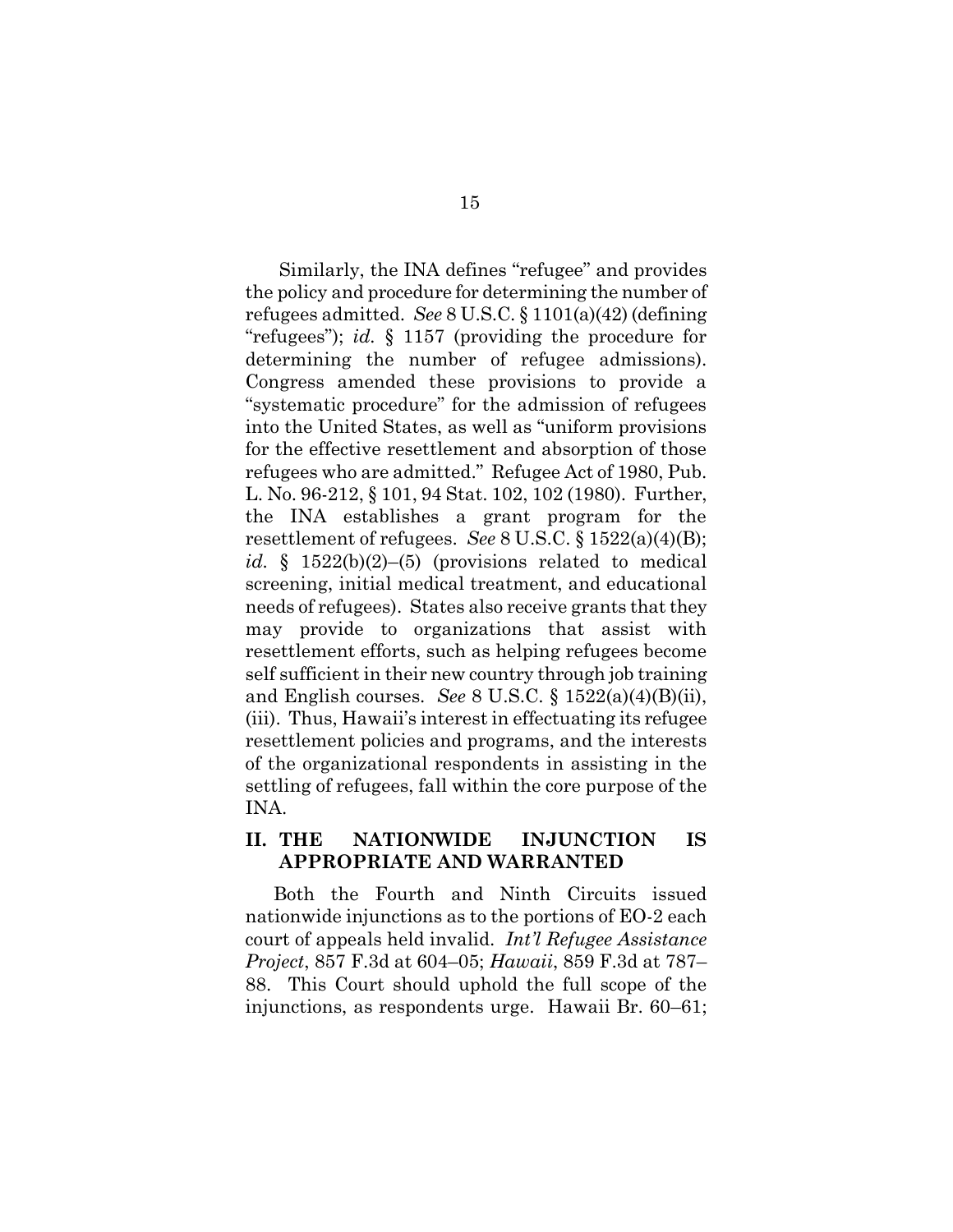Similarly, the INA defines "refugee" and provides the policy and procedure for determining the number of refugees admitted. *See* 8 U.S.C. § 1101(a)(42) (defining "refugees"); *id.* § 1157 (providing the procedure for determining the number of refugee admissions). Congress amended these provisions to provide a "systematic procedure" for the admission of refugees into the United States, as well as "uniform provisions for the effective resettlement and absorption of those refugees who are admitted." Refugee Act of 1980, Pub. L. No. 96-212, § 101, 94 Stat. 102, 102 (1980). Further, the INA establishes a grant program for the resettlement of refugees. *See* 8 U.S.C. § 1522(a)(4)(B); *id.* § 1522(b)(2)–(5) (provisions related to medical screening, initial medical treatment, and educational needs of refugees). States also receive grants that they may provide to organizations that assist with resettlement efforts, such as helping refugees become self sufficient in their new country through job training and English courses. *See* 8 U.S.C. § 1522(a)(4)(B)(ii), (iii). Thus, Hawaii's interest in effectuating its refugee resettlement policies and programs, and the interests of the organizational respondents in assisting in the settling of refugees, fall within the core purpose of the INA.

## II. THE NATIONWIDE INJUNCTION IS APPROPRIATE AND WARRANTED

Both the Fourth and Ninth Circuits issued nationwide injunctions as to the portions of EO-2 each court of appeals held invalid. *Int'l Refugee Assistance Project*, 857 F.3d at 604–05; *Hawaii*, 859 F.3d at 787–88. This Court should uphold the full scope of the injunctions, as respondents urge. Hawaii Br. 60–61;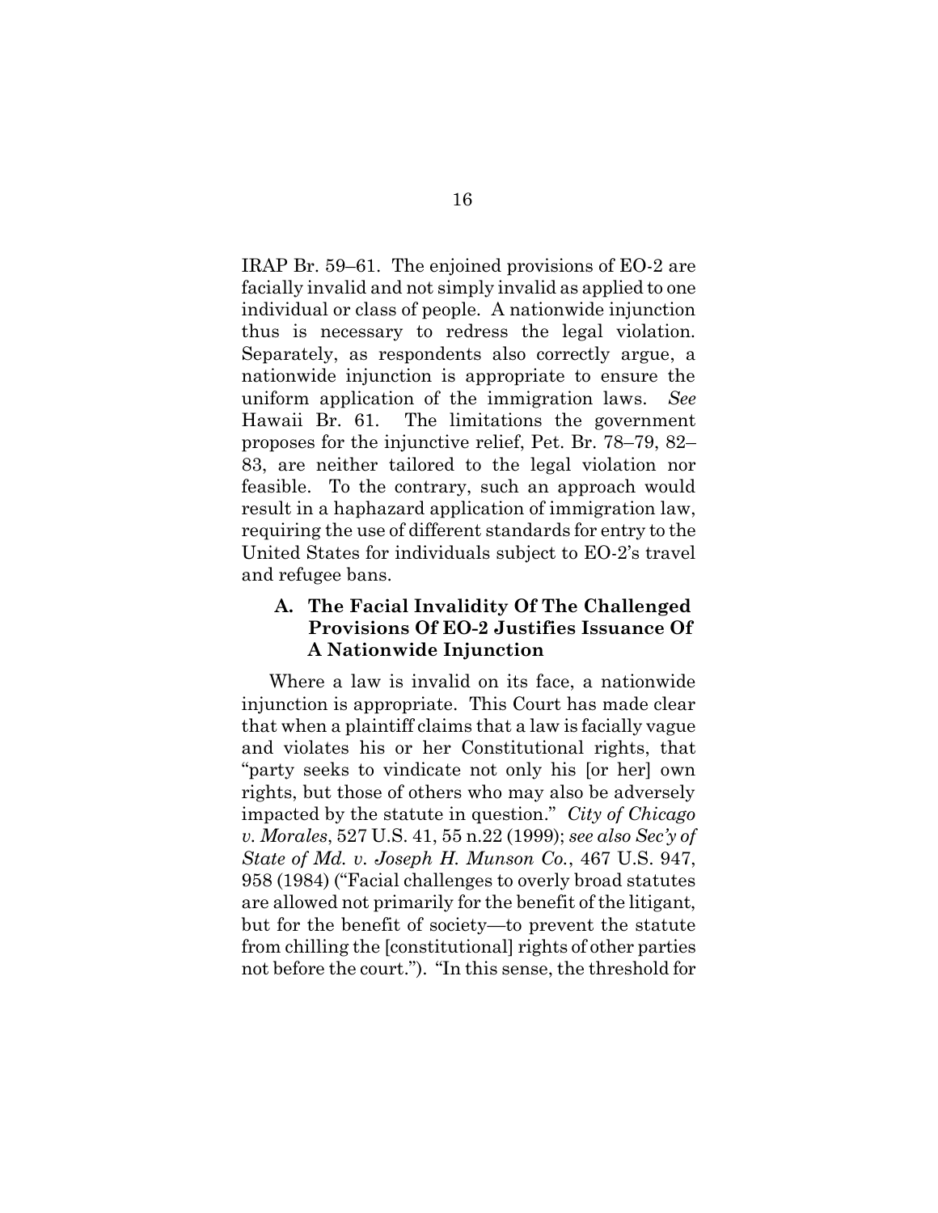IRAP Br. 59–61. The enjoined provisions of EO-2 are facially invalid and not simply invalid as applied to one individual or class of people. A nationwide injunction thus is necessary to redress the legal violation. Separately, as respondents also correctly argue, a nationwide injunction is appropriate to ensure the uniform application of the immigration laws. *See* Hawaii Br. 61. The limitations the government proposes for the injunctive relief, Pet. Br. 78–79, 82–83, are neither tailored to the legal violation nor feasible. To the contrary, such an approach would result in a haphazard application of immigration law, requiring the use of different standards for entry to the United States for individuals subject to EO-2's travel and refugee bans.

### A. The Facial Invalidity Of The Challenged Provisions Of EO-2 Justifies Issuance Of A Nationwide Injunction

Where a law is invalid on its face, a nationwide injunction is appropriate. This Court has made clear that when a plaintiff claims that a law is facially vague and violates his or her Constitutional rights, that "party seeks to vindicate not only his [or her] own rights, but those of others who may also be adversely impacted by the statute in question." *City of Chicago v. Morales*, 527 U.S. 41, 55 n.22 (1999); *see also Sec'y of State of Md. v. Joseph H. Munson Co.*, 467 U.S. 947, 958 (1984) ("Facial challenges to overly broad statutes are allowed not primarily for the benefit of the litigant, but for the benefit of society—to prevent the statute from chilling the [constitutional] rights of other parties not before the court."). "In this sense, the threshold for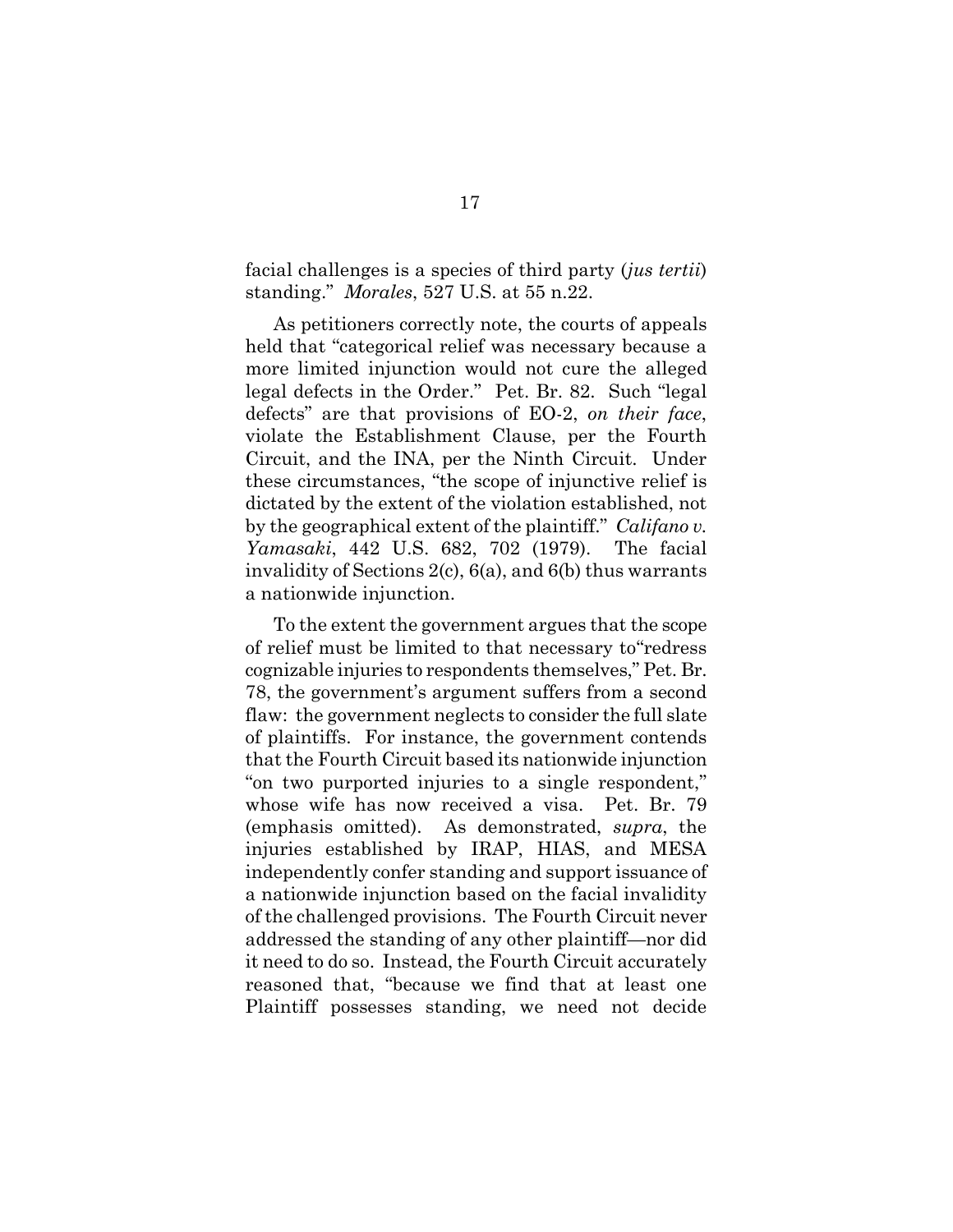facial challenges is a species of third party (*jus tertii*) standing." *Morales*, 527 U.S. at 55 n.22.

As petitioners correctly note, the courts of appeals held that "categorical relief was necessary because a more limited injunction would not cure the alleged legal defects in the Order." Pet. Br. 82. Such "legal defects" are that provisions of EO-2, *on their face*, violate the Establishment Clause, per the Fourth Circuit, and the INA, per the Ninth Circuit. Under these circumstances, "the scope of injunctive relief is dictated by the extent of the violation established, not by the geographical extent of the plaintiff." *Califano v. Yamasaki*, 442 U.S. 682, 702 (1979). The facial invalidity of Sections 2(c), 6(a), and 6(b) thus warrants a nationwide injunction.

To the extent the government argues that the scope of relief must be limited to that necessary to"redress cognizable injuries to respondents themselves," Pet. Br. 78, the government's argument suffers from a second flaw: the government neglects to consider the full slate of plaintiffs. For instance, the government contends that the Fourth Circuit based its nationwide injunction "on two purported injuries to a single respondent," whose wife has now received a visa. Pet. Br. 79 (emphasis omitted). As demonstrated, *supra*, the injuries established by IRAP, HIAS, and MESA independently confer standing and support issuance of a nationwide injunction based on the facial invalidity of the challenged provisions. The Fourth Circuit never addressed the standing of any other plaintiff—nor did it need to do so. Instead, the Fourth Circuit accurately reasoned that, "because we find that at least one Plaintiff possesses standing, we need not decide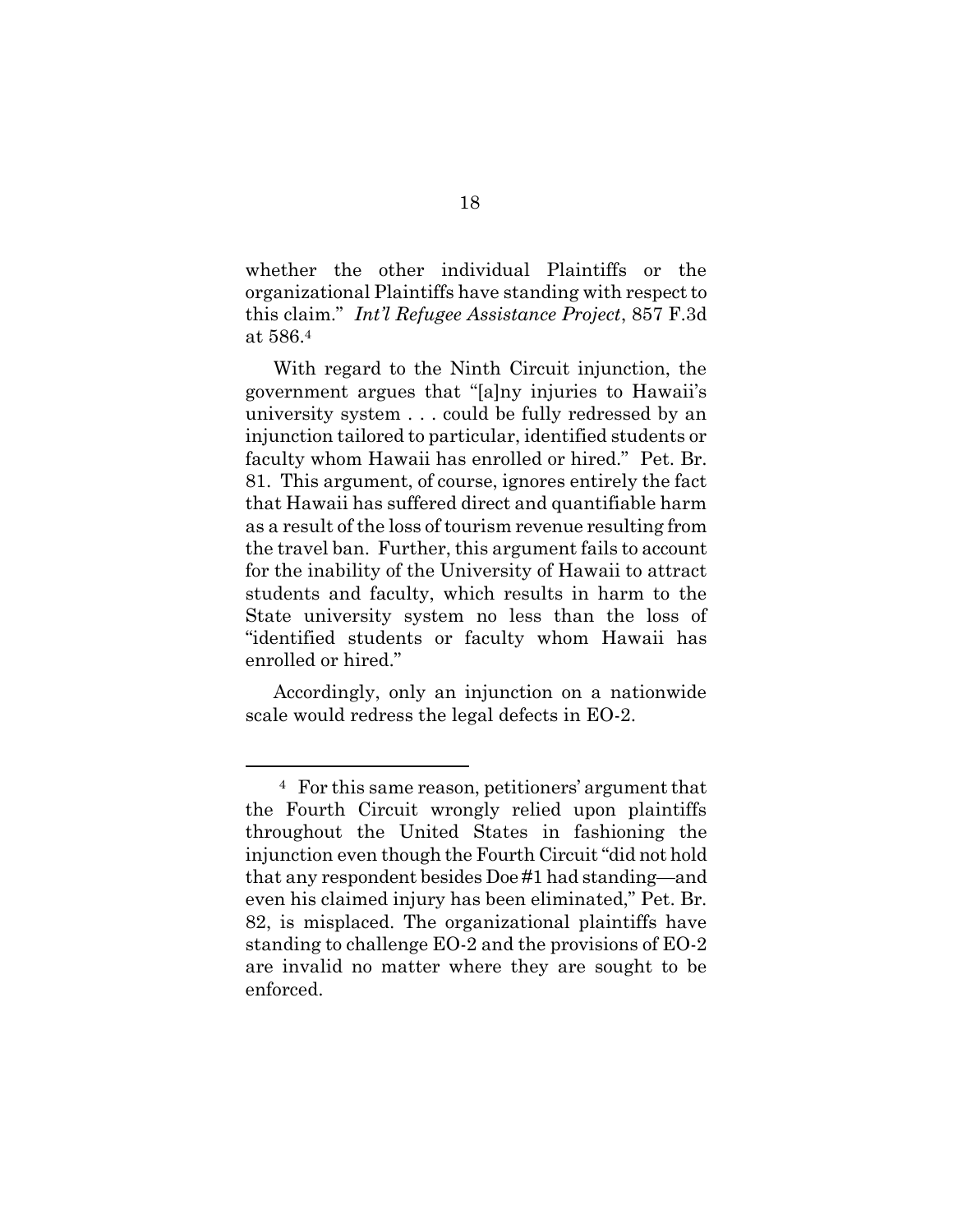whether the other individual Plaintiffs or the organizational Plaintiffs have standing with respect to this claim." *Int'l Refugee Assistance Project*, 857 F.3d at 586.[4]

With regard to the Ninth Circuit injunction, the government argues that "[a]ny injuries to Hawaii's university system . . . could be fully redressed by an injunction tailored to particular, identified students or faculty whom Hawaii has enrolled or hired." Pet. Br. 81. This argument, of course, ignores entirely the fact that Hawaii has suffered direct and quantifiable harm as a result of the loss of tourism revenue resulting from the travel ban. Further, this argument fails to account for the inability of the University of Hawaii to attract students and faculty, which results in harm to the State university system no less than the loss of "identified students or faculty whom Hawaii has enrolled or hired."

Accordingly, only an injunction on a nationwide scale would redress the legal defects in EO-2.

---

[4] For this same reason, petitioners' argument that the Fourth Circuit wrongly relied upon plaintiffs throughout the United States in fashioning the injunction even though the Fourth Circuit "did not hold that any respondent besides Doe #1 had standing—and even his claimed injury has been eliminated," Pet. Br. 82, is misplaced. The organizational plaintiffs have standing to challenge EO-2 and the provisions of EO-2 are invalid no matter where they are sought to be enforced.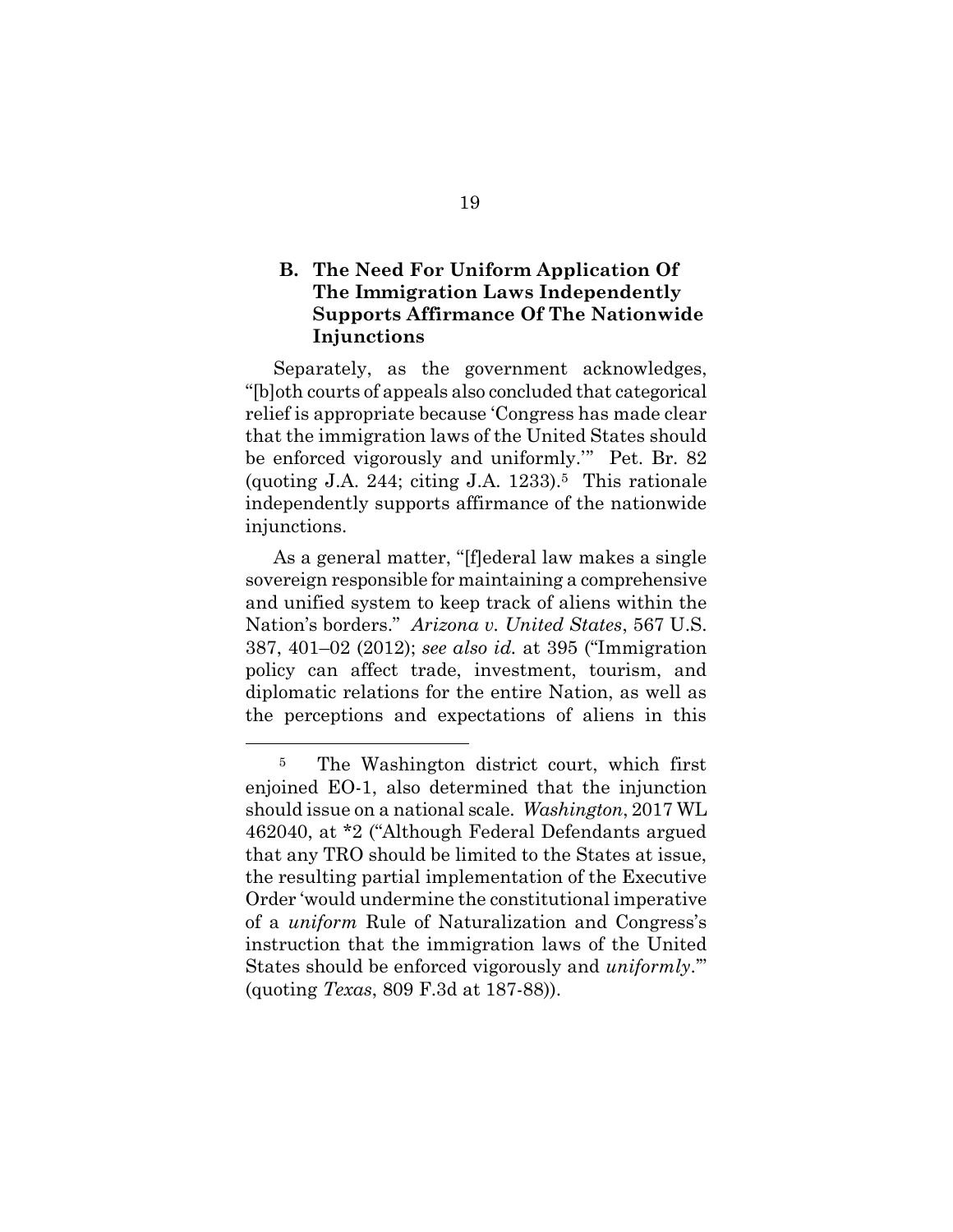### B. The Need For Uniform Application Of The Immigration Laws Independently Supports Affirmance Of The Nationwide Injunctions

Separately, as the government acknowledges, "[b]oth courts of appeals also concluded that categorical relief is appropriate because 'Congress has made clear that the immigration laws of the United States should be enforced vigorously and uniformly.'" Pet. Br. 82 (quoting J.A. 244; citing J.A. 1233).[5] This rationale independently supports affirmance of the nationwide injunctions.

As a general matter, "[f]ederal law makes a single sovereign responsible for maintaining a comprehensive and unified system to keep track of aliens within the Nation's borders." *Arizona v. United States*, 567 U.S. 387, 401–02 (2012); *see also id.* at 395 ("Immigration policy can affect trade, investment, tourism, and diplomatic relations for the entire Nation, as well as the perceptions and expectations of aliens in this

---

[5] The Washington district court, which first enjoined EO-1, also determined that the injunction should issue on a national scale. *Washington*, 2017 WL 462040, at *2 ("Although Federal Defendants argued that any TRO should be limited to the States at issue, the resulting partial implementation of the Executive Order 'would undermine the constitutional imperative of a *uniform* Rule of Naturalization and Congress's instruction that the immigration laws of the United States should be enforced vigorously and *uniformly*.'" (quoting *Texas*, 809 F.3d at 187-88)).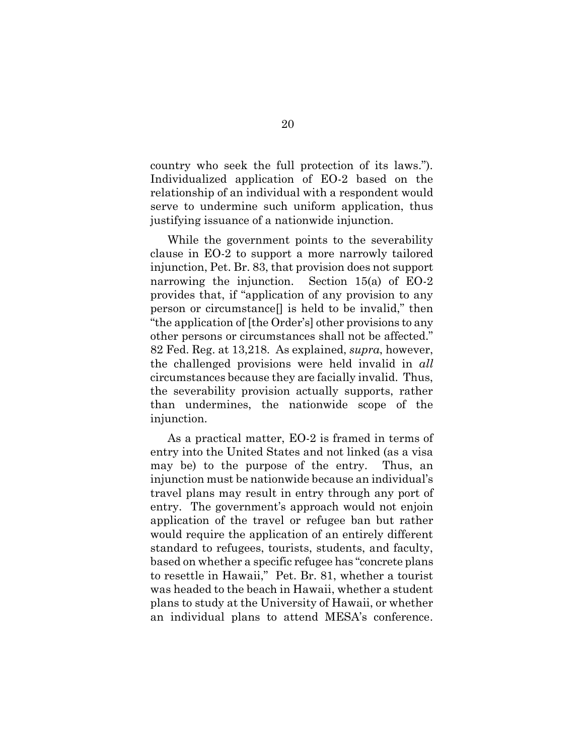country who seek the full protection of its laws."). Individualized application of EO-2 based on the relationship of an individual with a respondent would serve to undermine such uniform application, thus justifying issuance of a nationwide injunction.

While the government points to the severability clause in EO-2 to support a more narrowly tailored injunction, Pet. Br. 83, that provision does not support narrowing the injunction. Section 15(a) of EO-2 provides that, if "application of any provision to any person or circumstance[] is held to be invalid," then "the application of [the Order's] other provisions to any other persons or circumstances shall not be affected." 82 Fed. Reg. at 13,218. As explained, *supra*, however, the challenged provisions were held invalid in *all* circumstances because they are facially invalid. Thus, the severability provision actually supports, rather than undermines, the nationwide scope of the injunction.

As a practical matter, EO-2 is framed in terms of entry into the United States and not linked (as a visa may be) to the purpose of the entry. Thus, an injunction must be nationwide because an individual's travel plans may result in entry through any port of entry. The government's approach would not enjoin application of the travel or refugee ban but rather would require the application of an entirely different standard to refugees, tourists, students, and faculty, based on whether a specific refugee has "concrete plans to resettle in Hawaii," Pet. Br. 81, whether a tourist was headed to the beach in Hawaii, whether a student plans to study at the University of Hawaii, or whether an individual plans to attend MESA's conference.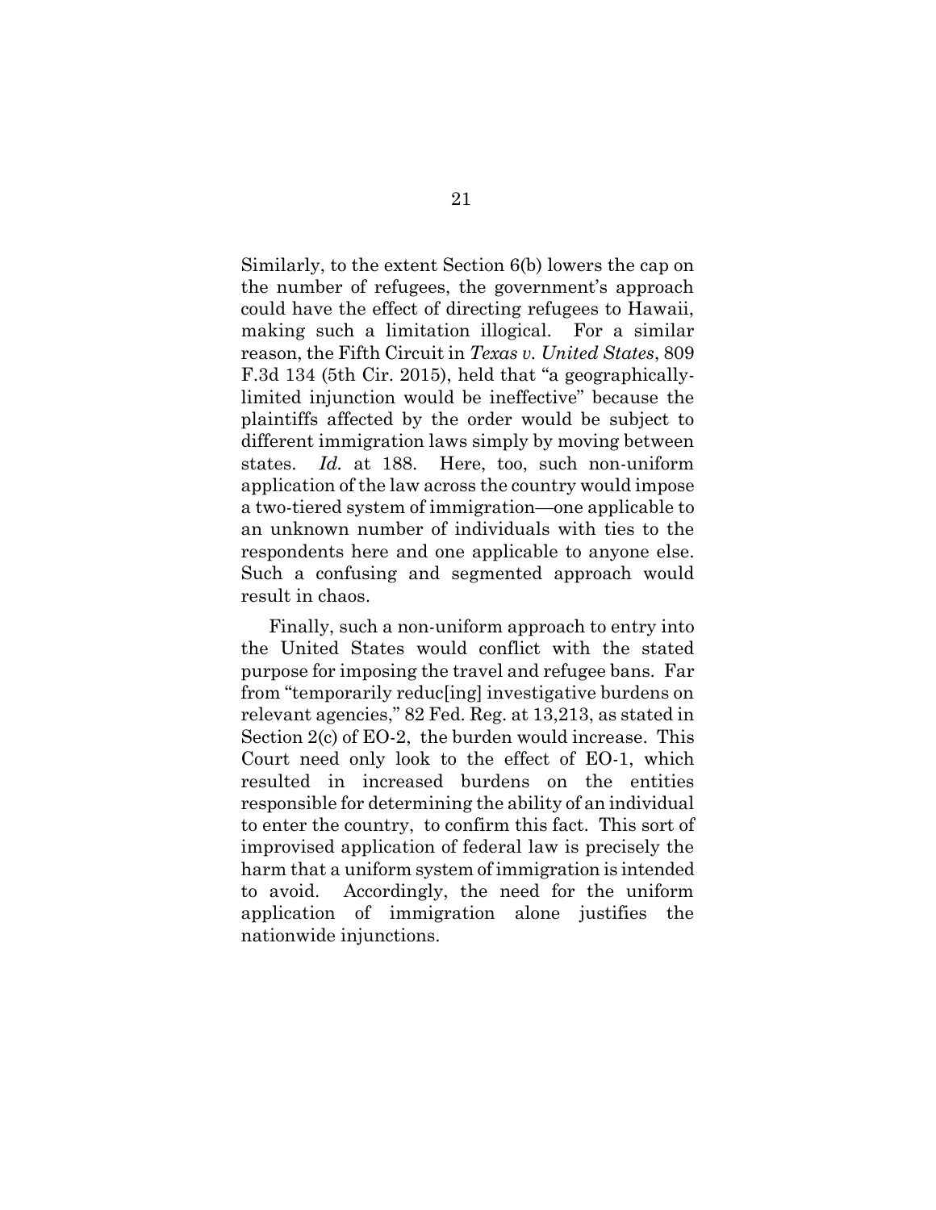Similarly, to the extent Section 6(b) lowers the cap on the number of refugees, the government's approach could have the effect of directing refugees to Hawaii, making such a limitation illogical. For a similar reason, the Fifth Circuit in *Texas v. United States*, 809 F.3d 134 (5th Cir. 2015), held that "a geographically-limited injunction would be ineffective" because the plaintiffs affected by the order would be subject to different immigration laws simply by moving between states. *Id.* at 188. Here, too, such non-uniform application of the law across the country would impose a two-tiered system of immigration—one applicable to an unknown number of individuals with ties to the respondents here and one applicable to anyone else. Such a confusing and segmented approach would result in chaos.

Finally, such a non-uniform approach to entry into the United States would conflict with the stated purpose for imposing the travel and refugee bans. Far from "temporarily reduc[ing] investigative burdens on relevant agencies," 82 Fed. Reg. at 13,213, as stated in Section 2(c) of EO-2, the burden would increase. This Court need only look to the effect of EO-1, which resulted in increased burdens on the entities responsible for determining the ability of an individual to enter the country, to confirm this fact. This sort of improvised application of federal law is precisely the harm that a uniform system of immigration is intended to avoid. Accordingly, the need for the uniform application of immigration alone justifies the nationwide injunctions.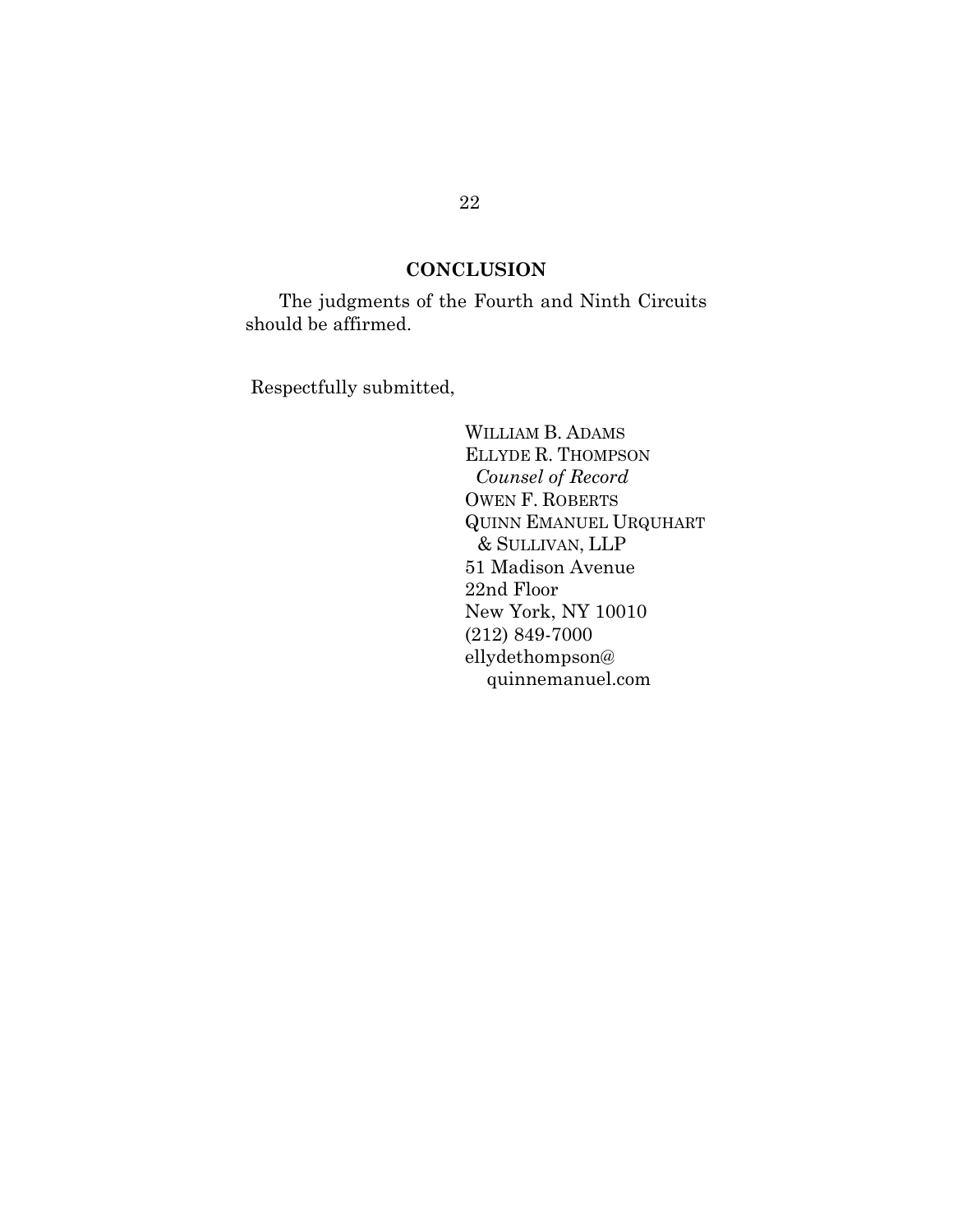## CONCLUSION

The judgments of the Fourth and Ninth Circuits should be affirmed.

Respectfully submitted,

WILLIAM B. ADAMS
ELLYDE R. THOMPSON
*Counsel of Record*
OWEN F. ROBERTS
QUINN EMANUEL URQUHART
& SULLIVAN, LLP
51 Madison Avenue
22nd Floor
New York, NY 10010
(212) 849-7000
ellydethompson@
quinnemanuel.com